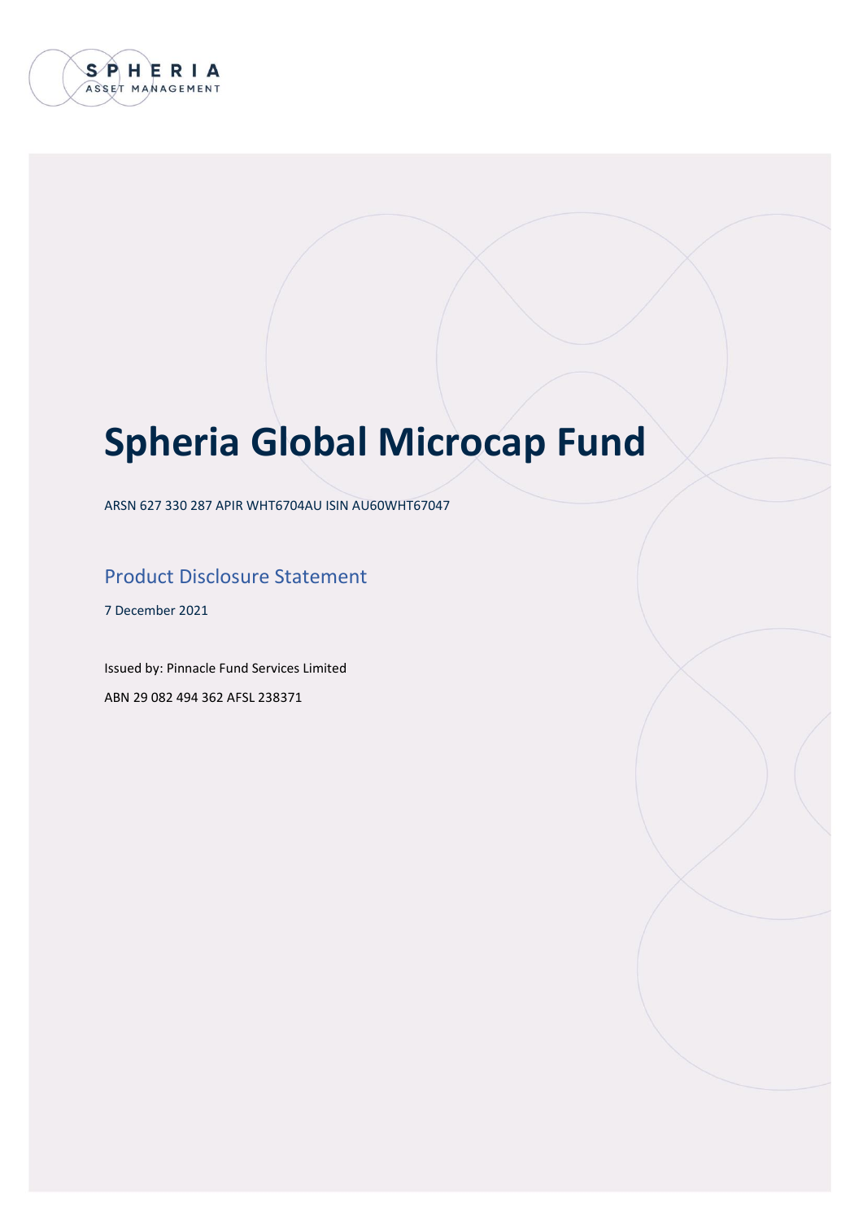SPHERIA ASSET MANAGEMENT

# Spheria Global Microcap Fund

ARSN 627 330 287 APIR WHT6704AU ISIN AU60WHT67047

## Product Disclosure Statement

7 December 2021

Issued by: Pinnacle Fund Services Limited

ABN 29 082 494 362 AFSL 238371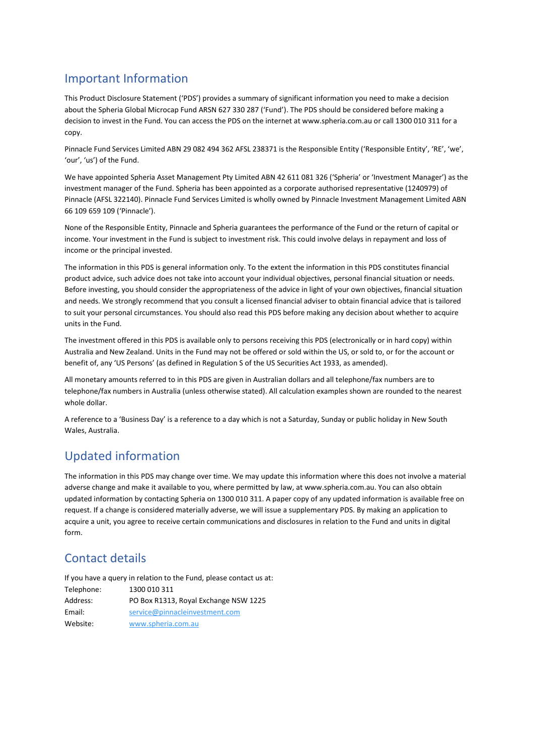## Important Information

This Product Disclosure Statement ('PDS') provides a summary of significant information you need to make a decision about the Spheria Global Microcap Fund ARSN 627 330 287 ('Fund'). The PDS should be considered before making a decision to invest in the Fund. You can access the PDS on the internet at www.spheria.com.au or call 1300 010 311 for a copy.

Pinnacle Fund Services Limited ABN 29 082 494 362 AFSL 238371 is the Responsible Entity ('Responsible Entity', 'RE', 'we', 'our', 'us') of the Fund.

We have appointed Spheria Asset Management Pty Limited ABN 42 611 081 326 ('Spheria' or 'Investment Manager') as the investment manager of the Fund. Spheria has been appointed as a corporate authorised representative (1240979) of Pinnacle (AFSL 322140). Pinnacle Fund Services Limited is wholly owned by Pinnacle Investment Management Limited ABN 66 109 659 109 ('Pinnacle').

None of the Responsible Entity, Pinnacle and Spheria guarantees the performance of the Fund or the return of capital or income. Your investment in the Fund is subject to investment risk. This could involve delays in repayment and loss of income or the principal invested.

The information in this PDS is general information only. To the extent the information in this PDS constitutes financial product advice, such advice does not take into account your individual objectives, personal financial situation or needs. Before investing, you should consider the appropriateness of the advice in light of your own objectives, financial situation and needs. We strongly recommend that you consult a licensed financial adviser to obtain financial advice that is tailored to suit your personal circumstances. You should also read this PDS before making any decision about whether to acquire units in the Fund.

The investment offered in this PDS is available only to persons receiving this PDS (electronically or in hard copy) within Australia and New Zealand. Units in the Fund may not be offered or sold within the US, or sold to, or for the account or benefit of, any 'US Persons' (as defined in Regulation S of the US Securities Act 1933, as amended).

All monetary amounts referred to in this PDS are given in Australian dollars and all telephone/fax numbers are to telephone/fax numbers in Australia (unless otherwise stated). All calculation examples shown are rounded to the nearest whole dollar.

A reference to a 'Business Day' is a reference to a day which is not a Saturday, Sunday or public holiday in New South Wales, Australia.

## Updated information

The information in this PDS may change over time. We may update this information where this does not involve a material adverse change and make it available to you, where permitted by law, at www.spheria.com.au. You can also obtain updated information by contacting Spheria on 1300 010 311. A paper copy of any updated information is available free on request. If a change is considered materially adverse, we will issue a supplementary PDS. By making an application to acquire a unit, you agree to receive certain communications and disclosures in relation to the Fund and units in digital form.

## Contact details

If you have a query in relation to the Fund, please contact us at:

| | |
|---|---|
| Telephone: | 1300 010 311 |
| Address: | PO Box R1313, Royal Exchange NSW 1225 |
| Email: | service@pinnacleinvestment.com |
| Website: | www.spheria.com.au |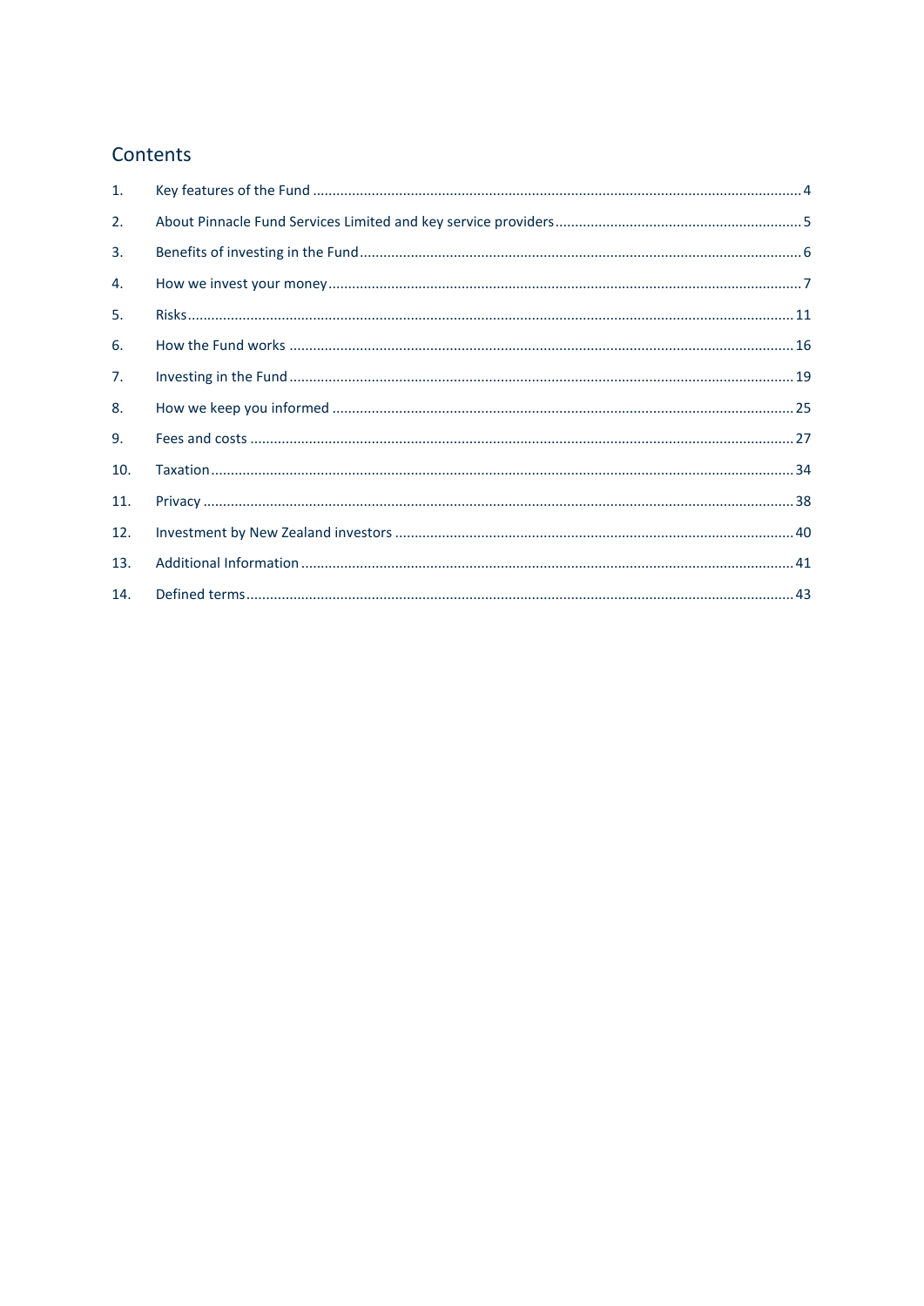## Contents

| | | |
|---|---|---|
| 1. | Key features of the Fund | 4 |
| 2. | About Pinnacle Fund Services Limited and key service providers | 5 |
| 3. | Benefits of investing in the Fund | 6 |
| 4. | How we invest your money | 7 |
| 5. | Risks | 11 |
| 6. | How the Fund works | 16 |
| 7. | Investing in the Fund | 19 |
| 8. | How we keep you informed | 25 |
| 9. | Fees and costs | 27 |
| 10. | Taxation | 34 |
| 11. | Privacy | 38 |
| 12. | Investment by New Zealand investors | 40 |
| 13. | Additional Information | 41 |
| 14. | Defined terms | 43 |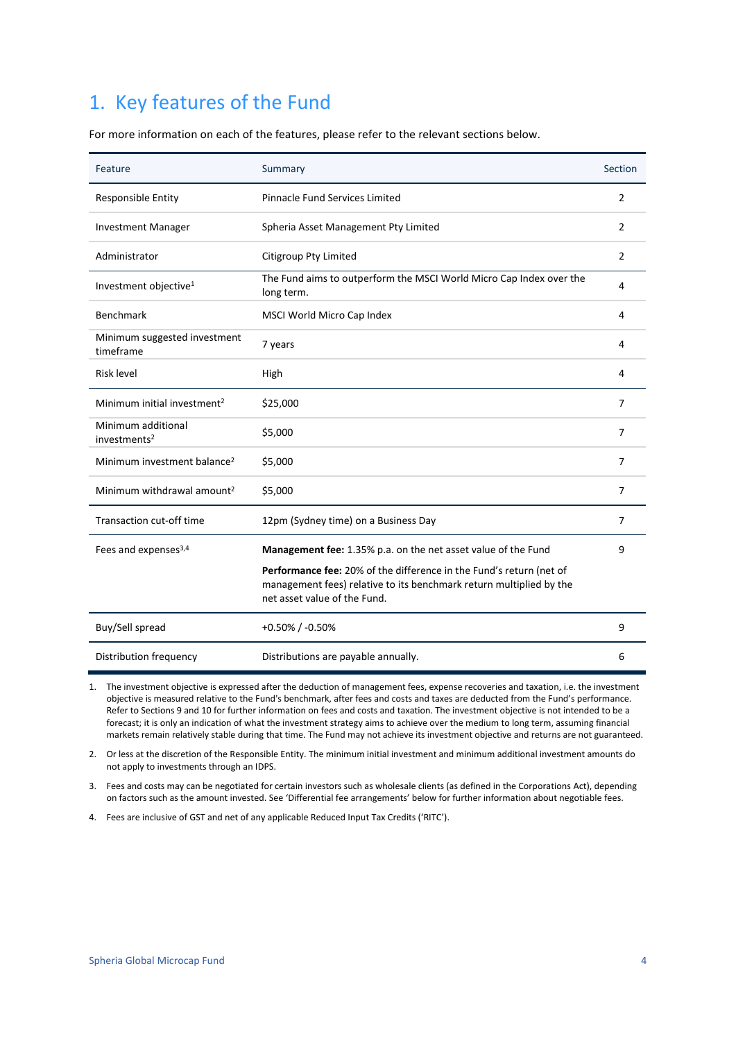# 1. Key features of the Fund

For more information on each of the features, please refer to the relevant sections below.

| Feature | Summary | Section |
|---|---|---|
| Responsible Entity | Pinnacle Fund Services Limited | 2 |
| Investment Manager | Spheria Asset Management Pty Limited | 2 |
| Administrator | Citigroup Pty Limited | 2 |
| Investment objective[1] | The Fund aims to outperform the MSCI World Micro Cap Index over the long term. | 4 |
| Benchmark | MSCI World Micro Cap Index | 4 |
| Minimum suggested investment timeframe | 7 years | 4 |
| Risk level | High | 4 |
| Minimum initial investment[2] | $25,000 | 7 |
| Minimum additional investments[2] | $5,000 | 7 |
| Minimum investment balance[2] | $5,000 | 7 |
| Minimum withdrawal amount[2] | $5,000 | 7 |
| Transaction cut-off time | 12pm (Sydney time) on a Business Day | 7 |
| Fees and expenses[3,4] | **Management fee:** 1.35% p.a. on the net asset value of the Fund<br><br>**Performance fee:** 20% of the difference in the Fund's return (net of management fees) relative to its benchmark return multiplied by the net asset value of the Fund. | 9 |
| Buy/Sell spread | +0.50% / -0.50% | 9 |
| Distribution frequency | Distributions are payable annually. | 6 |

1. The investment objective is expressed after the deduction of management fees, expense recoveries and taxation, i.e. the investment objective is measured relative to the Fund's benchmark, after fees and costs and taxes are deducted from the Fund's performance. Refer to Sections 9 and 10 for further information on fees and costs and taxation. The investment objective is not intended to be a forecast; it is only an indication of what the investment strategy aims to achieve over the medium to long term, assuming financial markets remain relatively stable during that time. The Fund may not achieve its investment objective and returns are not guaranteed.
2. Or less at the discretion of the Responsible Entity. The minimum initial investment and minimum additional investment amounts do not apply to investments through an IDPS.
3. Fees and costs may can be negotiated for certain investors such as wholesale clients (as defined in the Corporations Act), depending on factors such as the amount invested. See 'Differential fee arrangements' below for further information about negotiable fees.
4. Fees are inclusive of GST and net of any applicable Reduced Input Tax Credits ('RITC').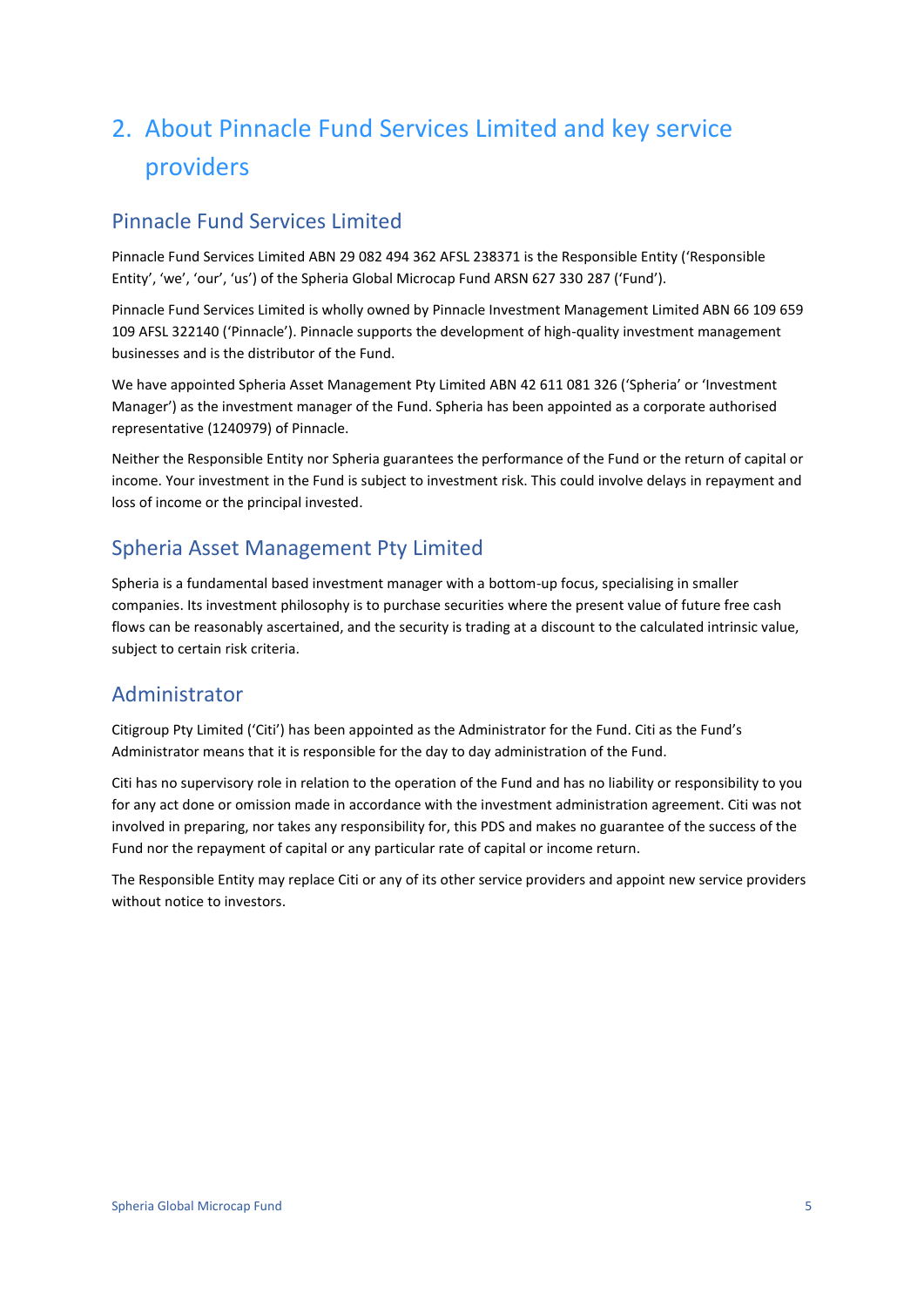# 2. About Pinnacle Fund Services Limited and key service providers

## Pinnacle Fund Services Limited

Pinnacle Fund Services Limited ABN 29 082 494 362 AFSL 238371 is the Responsible Entity ('Responsible Entity', 'we', 'our', 'us') of the Spheria Global Microcap Fund ARSN 627 330 287 ('Fund').

Pinnacle Fund Services Limited is wholly owned by Pinnacle Investment Management Limited ABN 66 109 659 109 AFSL 322140 ('Pinnacle'). Pinnacle supports the development of high-quality investment management businesses and is the distributor of the Fund.

We have appointed Spheria Asset Management Pty Limited ABN 42 611 081 326 ('Spheria' or 'Investment Manager') as the investment manager of the Fund. Spheria has been appointed as a corporate authorised representative (1240979) of Pinnacle.

Neither the Responsible Entity nor Spheria guarantees the performance of the Fund or the return of capital or income. Your investment in the Fund is subject to investment risk. This could involve delays in repayment and loss of income or the principal invested.

## Spheria Asset Management Pty Limited

Spheria is a fundamental based investment manager with a bottom-up focus, specialising in smaller companies. Its investment philosophy is to purchase securities where the present value of future free cash flows can be reasonably ascertained, and the security is trading at a discount to the calculated intrinsic value, subject to certain risk criteria.

## Administrator

Citigroup Pty Limited ('Citi') has been appointed as the Administrator for the Fund. Citi as the Fund's Administrator means that it is responsible for the day to day administration of the Fund.

Citi has no supervisory role in relation to the operation of the Fund and has no liability or responsibility to you for any act done or omission made in accordance with the investment administration agreement. Citi was not involved in preparing, nor takes any responsibility for, this PDS and makes no guarantee of the success of the Fund nor the repayment of capital or any particular rate of capital or income return.

The Responsible Entity may replace Citi or any of its other service providers and appoint new service providers without notice to investors.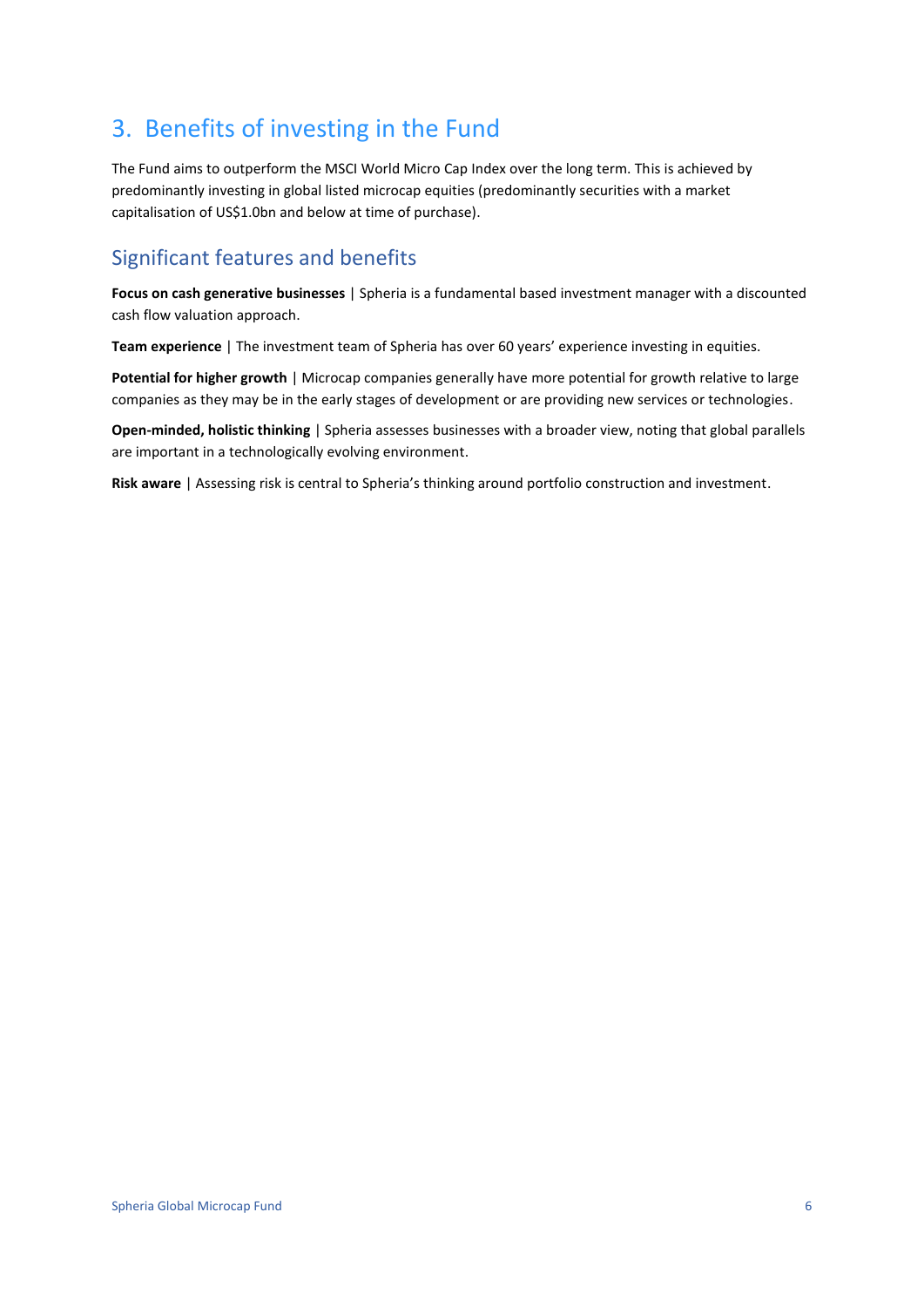# 3. Benefits of investing in the Fund

The Fund aims to outperform the MSCI World Micro Cap Index over the long term. This is achieved by predominantly investing in global listed microcap equities (predominantly securities with a market capitalisation of US$1.0bn and below at time of purchase).

## Significant features and benefits

**Focus on cash generative businesses** | Spheria is a fundamental based investment manager with a discounted cash flow valuation approach.

**Team experience** | The investment team of Spheria has over 60 years' experience investing in equities.

**Potential for higher growth** | Microcap companies generally have more potential for growth relative to large companies as they may be in the early stages of development or are providing new services or technologies.

**Open-minded, holistic thinking** | Spheria assesses businesses with a broader view, noting that global parallels are important in a technologically evolving environment.

**Risk aware** | Assessing risk is central to Spheria's thinking around portfolio construction and investment.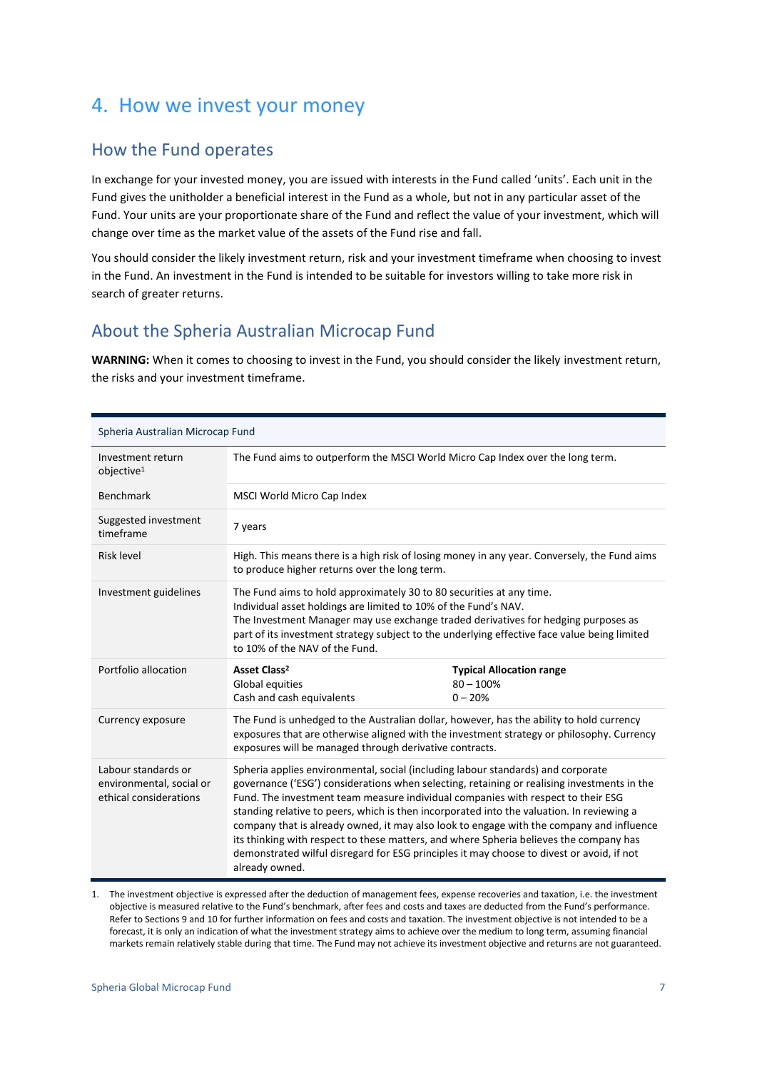# 4. How we invest your money

## How the Fund operates

In exchange for your invested money, you are issued with interests in the Fund called 'units'. Each unit in the Fund gives the unitholder a beneficial interest in the Fund as a whole, but not in any particular asset of the Fund. Your units are your proportionate share of the Fund and reflect the value of your investment, which will change over time as the market value of the assets of the Fund rise and fall.

You should consider the likely investment return, risk and your investment timeframe when choosing to invest in the Fund. An investment in the Fund is intended to be suitable for investors willing to take more risk in search of greater returns.

## About the Spheria Australian Microcap Fund

**WARNING:** When it comes to choosing to invest in the Fund, you should consider the likely investment return, the risks and your investment timeframe.

| Spheria Australian Microcap Fund | | |
|---|---|---|
| Investment return objective[1] | The Fund aims to outperform the MSCI World Micro Cap Index over the long term. | |
| Benchmark | MSCI World Micro Cap Index | |
| Suggested investment timeframe | 7 years | |
| Risk level | High. This means there is a high risk of losing money in any year. Conversely, the Fund aims to produce higher returns over the long term. | |
| Investment guidelines | The Fund aims to hold approximately 30 to 80 securities at any time.<br>Individual asset holdings are limited to 10% of the Fund's NAV.<br>The Investment Manager may use exchange traded derivatives for hedging purposes as part of its investment strategy subject to the underlying effective face value being limited to 10% of the NAV of the Fund. | |
| Portfolio allocation | **Asset Class[2]**<br>Global equities<br>Cash and cash equivalents | **Typical Allocation range**<br>80 – 100%<br>0 – 20% |
| Currency exposure | The Fund is unhedged to the Australian dollar, however, has the ability to hold currency exposures that are otherwise aligned with the investment strategy or philosophy. Currency exposures will be managed through derivative contracts. | |
| Labour standards or environmental, social or ethical considerations | Spheria applies environmental, social (including labour standards) and corporate governance ('ESG') considerations when selecting, retaining or realising investments in the Fund. The investment team measure individual companies with respect to their ESG standing relative to peers, which is then incorporated into the valuation. In reviewing a company that is already owned, it may also look to engage with the company and influence its thinking with respect to these matters, and where Spheria believes the company has demonstrated wilful disregard for ESG principles it may choose to divest or avoid, if not already owned. | |

1. The investment objective is expressed after the deduction of management fees, expense recoveries and taxation, i.e. the investment objective is measured relative to the Fund's benchmark, after fees and costs and taxes are deducted from the Fund's performance. Refer to Sections 9 and 10 for further information on fees and costs and taxation. The investment objective is not intended to be a forecast, it is only an indication of what the investment strategy aims to achieve over the medium to long term, assuming financial markets remain relatively stable during that time. The Fund may not achieve its investment objective and returns are not guaranteed.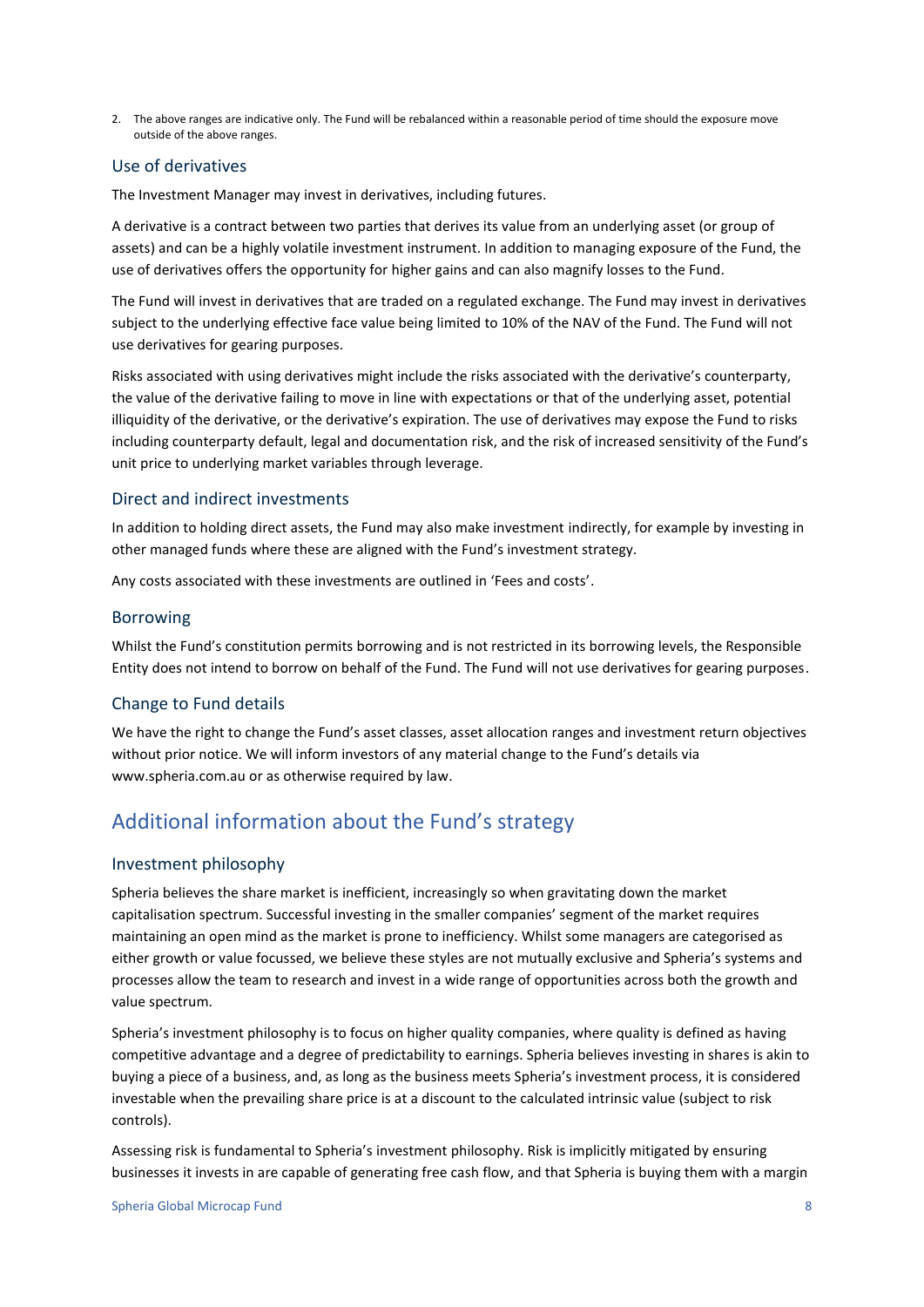2. The above ranges are indicative only. The Fund will be rebalanced within a reasonable period of time should the exposure move outside of the above ranges.

### Use of derivatives

The Investment Manager may invest in derivatives, including futures.

A derivative is a contract between two parties that derives its value from an underlying asset (or group of assets) and can be a highly volatile investment instrument. In addition to managing exposure of the Fund, the use of derivatives offers the opportunity for higher gains and can also magnify losses to the Fund.

The Fund will invest in derivatives that are traded on a regulated exchange. The Fund may invest in derivatives subject to the underlying effective face value being limited to 10% of the NAV of the Fund. The Fund will not use derivatives for gearing purposes.

Risks associated with using derivatives might include the risks associated with the derivative's counterparty, the value of the derivative failing to move in line with expectations or that of the underlying asset, potential illiquidity of the derivative, or the derivative's expiration. The use of derivatives may expose the Fund to risks including counterparty default, legal and documentation risk, and the risk of increased sensitivity of the Fund's unit price to underlying market variables through leverage.

### Direct and indirect investments

In addition to holding direct assets, the Fund may also make investment indirectly, for example by investing in other managed funds where these are aligned with the Fund's investment strategy.

Any costs associated with these investments are outlined in 'Fees and costs'.

### Borrowing

Whilst the Fund's constitution permits borrowing and is not restricted in its borrowing levels, the Responsible Entity does not intend to borrow on behalf of the Fund. The Fund will not use derivatives for gearing purposes.

### Change to Fund details

We have the right to change the Fund's asset classes, asset allocation ranges and investment return objectives without prior notice. We will inform investors of any material change to the Fund's details via www.spheria.com.au or as otherwise required by law.

## Additional information about the Fund's strategy

### Investment philosophy

Spheria believes the share market is inefficient, increasingly so when gravitating down the market capitalisation spectrum. Successful investing in the smaller companies' segment of the market requires maintaining an open mind as the market is prone to inefficiency. Whilst some managers are categorised as either growth or value focussed, we believe these styles are not mutually exclusive and Spheria's systems and processes allow the team to research and invest in a wide range of opportunities across both the growth and value spectrum.

Spheria's investment philosophy is to focus on higher quality companies, where quality is defined as having competitive advantage and a degree of predictability to earnings. Spheria believes investing in shares is akin to buying a piece of a business, and, as long as the business meets Spheria's investment process, it is considered investable when the prevailing share price is at a discount to the calculated intrinsic value (subject to risk controls).

Assessing risk is fundamental to Spheria's investment philosophy. Risk is implicitly mitigated by ensuring businesses it invests in are capable of generating free cash flow, and that Spheria is buying them with a margin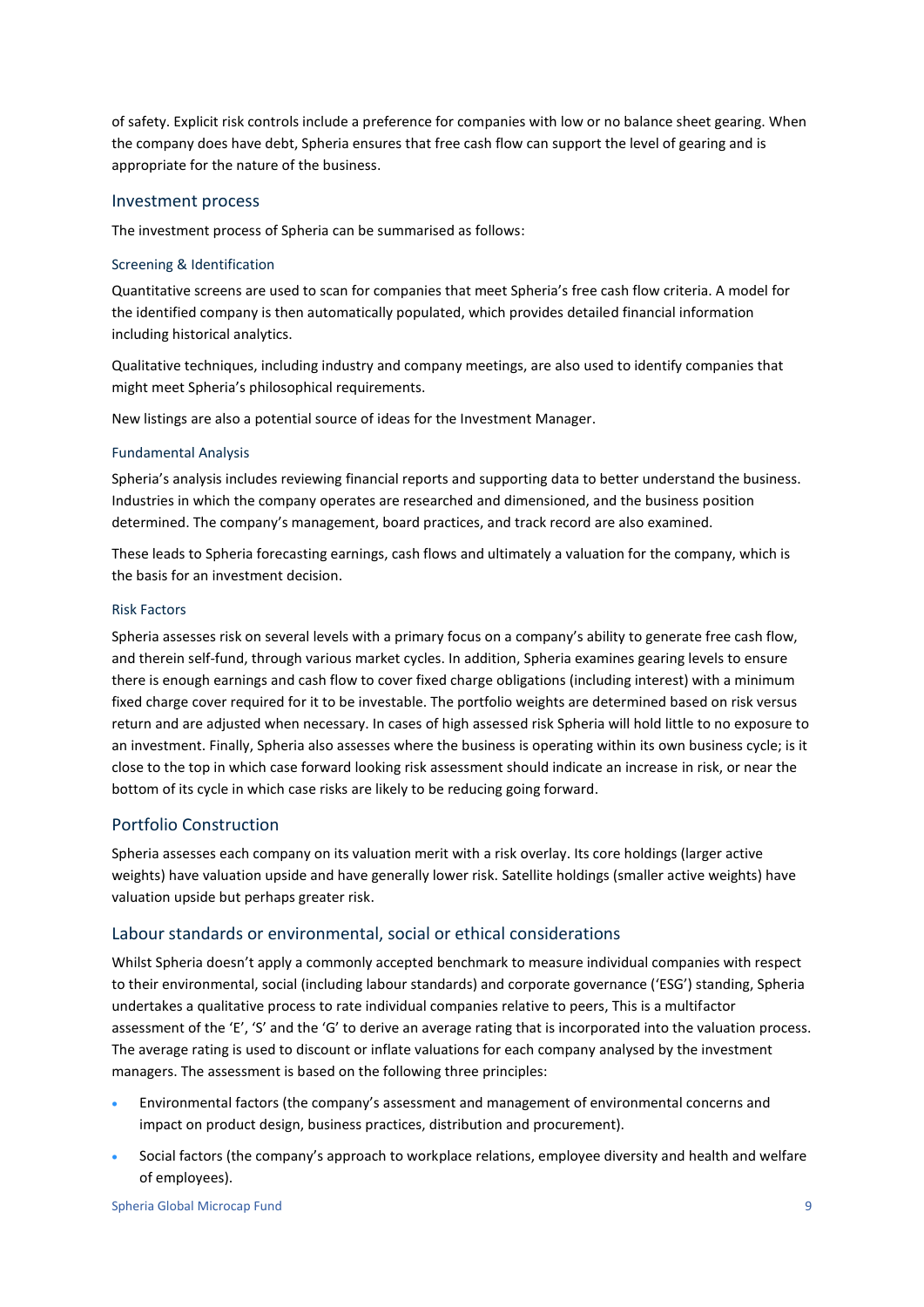of safety. Explicit risk controls include a preference for companies with low or no balance sheet gearing. When the company does have debt, Spheria ensures that free cash flow can support the level of gearing and is appropriate for the nature of the business.

## Investment process

The investment process of Spheria can be summarised as follows:

### Screening & Identification

Quantitative screens are used to scan for companies that meet Spheria's free cash flow criteria. A model for the identified company is then automatically populated, which provides detailed financial information including historical analytics.

Qualitative techniques, including industry and company meetings, are also used to identify companies that might meet Spheria's philosophical requirements.

New listings are also a potential source of ideas for the Investment Manager.

### Fundamental Analysis

Spheria's analysis includes reviewing financial reports and supporting data to better understand the business. Industries in which the company operates are researched and dimensioned, and the business position determined. The company's management, board practices, and track record are also examined.

These leads to Spheria forecasting earnings, cash flows and ultimately a valuation for the company, which is the basis for an investment decision.

### Risk Factors

Spheria assesses risk on several levels with a primary focus on a company's ability to generate free cash flow, and therein self-fund, through various market cycles. In addition, Spheria examines gearing levels to ensure there is enough earnings and cash flow to cover fixed charge obligations (including interest) with a minimum fixed charge cover required for it to be investable. The portfolio weights are determined based on risk versus return and are adjusted when necessary. In cases of high assessed risk Spheria will hold little to no exposure to an investment. Finally, Spheria also assesses where the business is operating within its own business cycle; is it close to the top in which case forward looking risk assessment should indicate an increase in risk, or near the bottom of its cycle in which case risks are likely to be reducing going forward.

## Portfolio Construction

Spheria assesses each company on its valuation merit with a risk overlay. Its core holdings (larger active weights) have valuation upside and have generally lower risk. Satellite holdings (smaller active weights) have valuation upside but perhaps greater risk.

## Labour standards or environmental, social or ethical considerations

Whilst Spheria doesn't apply a commonly accepted benchmark to measure individual companies with respect to their environmental, social (including labour standards) and corporate governance ('ESG') standing, Spheria undertakes a qualitative process to rate individual companies relative to peers, This is a multifactor assessment of the 'E', 'S' and the 'G' to derive an average rating that is incorporated into the valuation process. The average rating is used to discount or inflate valuations for each company analysed by the investment managers. The assessment is based on the following three principles:

- Environmental factors (the company's assessment and management of environmental concerns and impact on product design, business practices, distribution and procurement).
- Social factors (the company's approach to workplace relations, employee diversity and health and welfare of employees).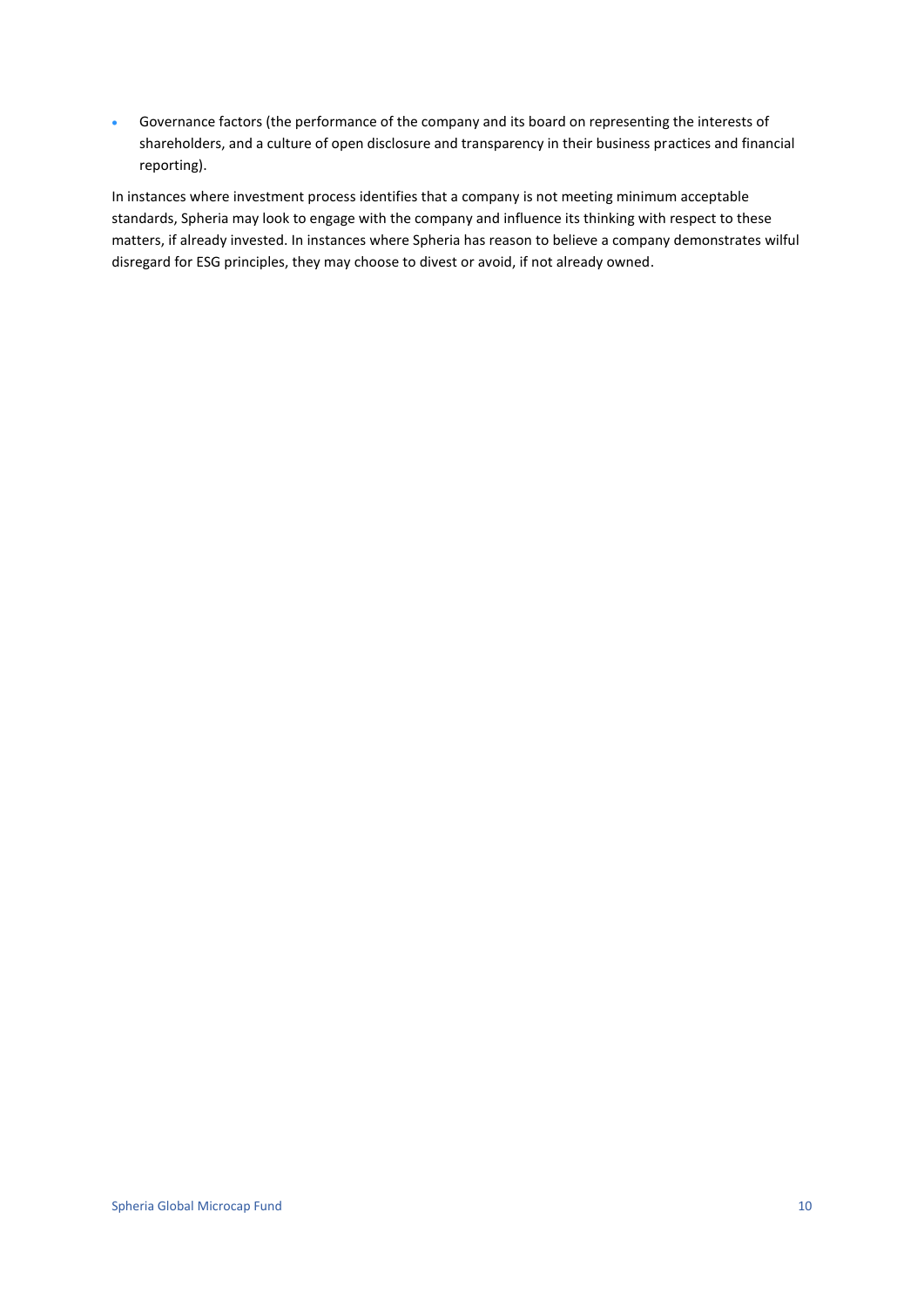- Governance factors (the performance of the company and its board on representing the interests of shareholders, and a culture of open disclosure and transparency in their business practices and financial reporting).

In instances where investment process identifies that a company is not meeting minimum acceptable standards, Spheria may look to engage with the company and influence its thinking with respect to these matters, if already invested. In instances where Spheria has reason to believe a company demonstrates wilful disregard for ESG principles, they may choose to divest or avoid, if not already owned.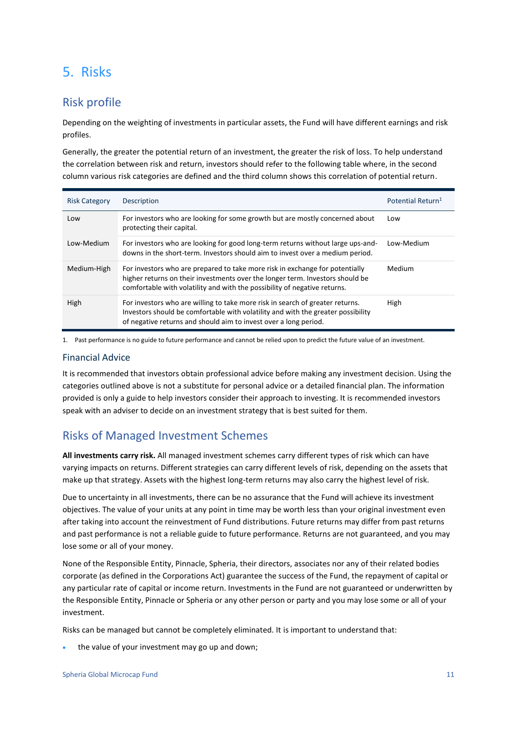# 5. Risks

## Risk profile

Depending on the weighting of investments in particular assets, the Fund will have different earnings and risk profiles.

Generally, the greater the potential return of an investment, the greater the risk of loss. To help understand the correlation between risk and return, investors should refer to the following table where, in the second column various risk categories are defined and the third column shows this correlation of potential return.

| Risk Category | Description | Potential Return[1] |
|---|---|---|
| Low | For investors who are looking for some growth but are mostly concerned about protecting their capital. | Low |
| Low-Medium | For investors who are looking for good long-term returns without large ups-and-downs in the short-term. Investors should aim to invest over a medium period. | Low-Medium |
| Medium-High | For investors who are prepared to take more risk in exchange for potentially higher returns on their investments over the longer term. Investors should be comfortable with volatility and with the possibility of negative returns. | Medium |
| High | For investors who are willing to take more risk in search of greater returns. Investors should be comfortable with volatility and with the greater possibility of negative returns and should aim to invest over a long period. | High |

1. Past performance is no guide to future performance and cannot be relied upon to predict the future value of an investment.

### Financial Advice

It is recommended that investors obtain professional advice before making any investment decision. Using the categories outlined above is not a substitute for personal advice or a detailed financial plan. The information provided is only a guide to help investors consider their approach to investing. It is recommended investors speak with an adviser to decide on an investment strategy that is best suited for them.

## Risks of Managed Investment Schemes

**All investments carry risk.** All managed investment schemes carry different types of risk which can have varying impacts on returns. Different strategies can carry different levels of risk, depending on the assets that make up that strategy. Assets with the highest long-term returns may also carry the highest level of risk.

Due to uncertainty in all investments, there can be no assurance that the Fund will achieve its investment objectives. The value of your units at any point in time may be worth less than your original investment even after taking into account the reinvestment of Fund distributions. Future returns may differ from past returns and past performance is not a reliable guide to future performance. Returns are not guaranteed, and you may lose some or all of your money.

None of the Responsible Entity, Pinnacle, Spheria, their directors, associates nor any of their related bodies corporate (as defined in the Corporations Act) guarantee the success of the Fund, the repayment of capital or any particular rate of capital or income return. Investments in the Fund are not guaranteed or underwritten by the Responsible Entity, Pinnacle or Spheria or any other person or party and you may lose some or all of your investment.

Risks can be managed but cannot be completely eliminated. It is important to understand that:

- the value of your investment may go up and down;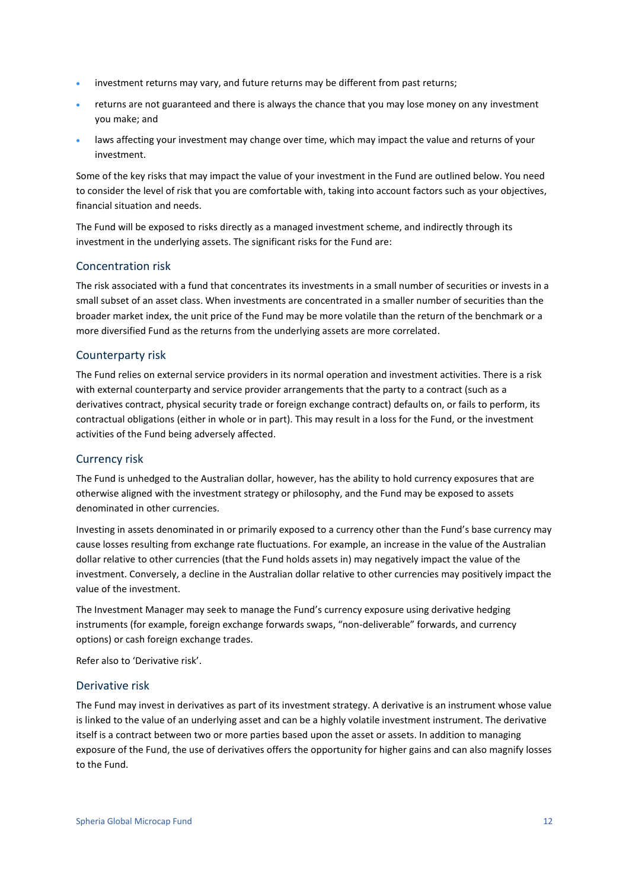- investment returns may vary, and future returns may be different from past returns;
- returns are not guaranteed and there is always the chance that you may lose money on any investment you make; and
- laws affecting your investment may change over time, which may impact the value and returns of your investment.

Some of the key risks that may impact the value of your investment in the Fund are outlined below. You need to consider the level of risk that you are comfortable with, taking into account factors such as your objectives, financial situation and needs.

The Fund will be exposed to risks directly as a managed investment scheme, and indirectly through its investment in the underlying assets. The significant risks for the Fund are:

### Concentration risk

The risk associated with a fund that concentrates its investments in a small number of securities or invests in a small subset of an asset class. When investments are concentrated in a smaller number of securities than the broader market index, the unit price of the Fund may be more volatile than the return of the benchmark or a more diversified Fund as the returns from the underlying assets are more correlated.

### Counterparty risk

The Fund relies on external service providers in its normal operation and investment activities. There is a risk with external counterparty and service provider arrangements that the party to a contract (such as a derivatives contract, physical security trade or foreign exchange contract) defaults on, or fails to perform, its contractual obligations (either in whole or in part). This may result in a loss for the Fund, or the investment activities of the Fund being adversely affected.

### Currency risk

The Fund is unhedged to the Australian dollar, however, has the ability to hold currency exposures that are otherwise aligned with the investment strategy or philosophy, and the Fund may be exposed to assets denominated in other currencies.

Investing in assets denominated in or primarily exposed to a currency other than the Fund's base currency may cause losses resulting from exchange rate fluctuations. For example, an increase in the value of the Australian dollar relative to other currencies (that the Fund holds assets in) may negatively impact the value of the investment. Conversely, a decline in the Australian dollar relative to other currencies may positively impact the value of the investment.

The Investment Manager may seek to manage the Fund's currency exposure using derivative hedging instruments (for example, foreign exchange forwards swaps, "non-deliverable" forwards, and currency options) or cash foreign exchange trades.

Refer also to 'Derivative risk'.

### Derivative risk

The Fund may invest in derivatives as part of its investment strategy. A derivative is an instrument whose value is linked to the value of an underlying asset and can be a highly volatile investment instrument. The derivative itself is a contract between two or more parties based upon the asset or assets. In addition to managing exposure of the Fund, the use of derivatives offers the opportunity for higher gains and can also magnify losses to the Fund.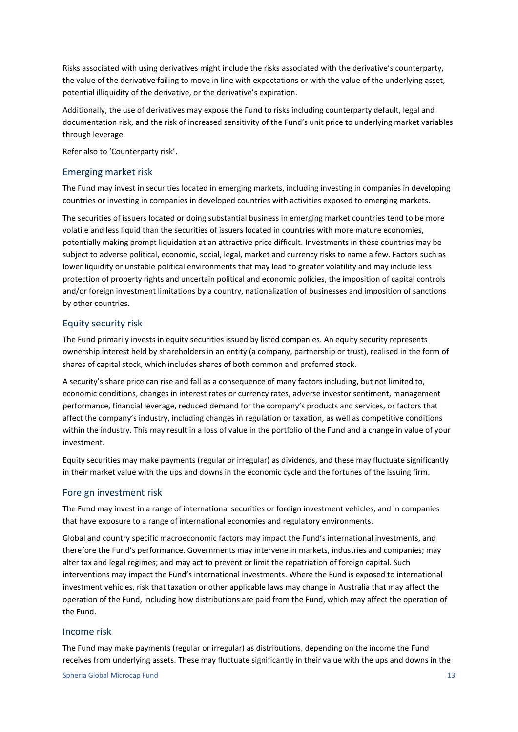Risks associated with using derivatives might include the risks associated with the derivative's counterparty, the value of the derivative failing to move in line with expectations or with the value of the underlying asset, potential illiquidity of the derivative, or the derivative's expiration.

Additionally, the use of derivatives may expose the Fund to risks including counterparty default, legal and documentation risk, and the risk of increased sensitivity of the Fund's unit price to underlying market variables through leverage.

Refer also to 'Counterparty risk'.

## Emerging market risk

The Fund may invest in securities located in emerging markets, including investing in companies in developing countries or investing in companies in developed countries with activities exposed to emerging markets.

The securities of issuers located or doing substantial business in emerging market countries tend to be more volatile and less liquid than the securities of issuers located in countries with more mature economies, potentially making prompt liquidation at an attractive price difficult. Investments in these countries may be subject to adverse political, economic, social, legal, market and currency risks to name a few. Factors such as lower liquidity or unstable political environments that may lead to greater volatility and may include less protection of property rights and uncertain political and economic policies, the imposition of capital controls and/or foreign investment limitations by a country, nationalization of businesses and imposition of sanctions by other countries.

## Equity security risk

The Fund primarily invests in equity securities issued by listed companies. An equity security represents ownership interest held by shareholders in an entity (a company, partnership or trust), realised in the form of shares of capital stock, which includes shares of both common and preferred stock.

A security's share price can rise and fall as a consequence of many factors including, but not limited to, economic conditions, changes in interest rates or currency rates, adverse investor sentiment, management performance, financial leverage, reduced demand for the company's products and services, or factors that affect the company's industry, including changes in regulation or taxation, as well as competitive conditions within the industry. This may result in a loss of value in the portfolio of the Fund and a change in value of your investment.

Equity securities may make payments (regular or irregular) as dividends, and these may fluctuate significantly in their market value with the ups and downs in the economic cycle and the fortunes of the issuing firm.

## Foreign investment risk

The Fund may invest in a range of international securities or foreign investment vehicles, and in companies that have exposure to a range of international economies and regulatory environments.

Global and country specific macroeconomic factors may impact the Fund's international investments, and therefore the Fund's performance. Governments may intervene in markets, industries and companies; may alter tax and legal regimes; and may act to prevent or limit the repatriation of foreign capital. Such interventions may impact the Fund's international investments. Where the Fund is exposed to international investment vehicles, risk that taxation or other applicable laws may change in Australia that may affect the operation of the Fund, including how distributions are paid from the Fund, which may affect the operation of the Fund.

## Income risk

The Fund may make payments (regular or irregular) as distributions, depending on the income the Fund receives from underlying assets. These may fluctuate significantly in their value with the ups and downs in the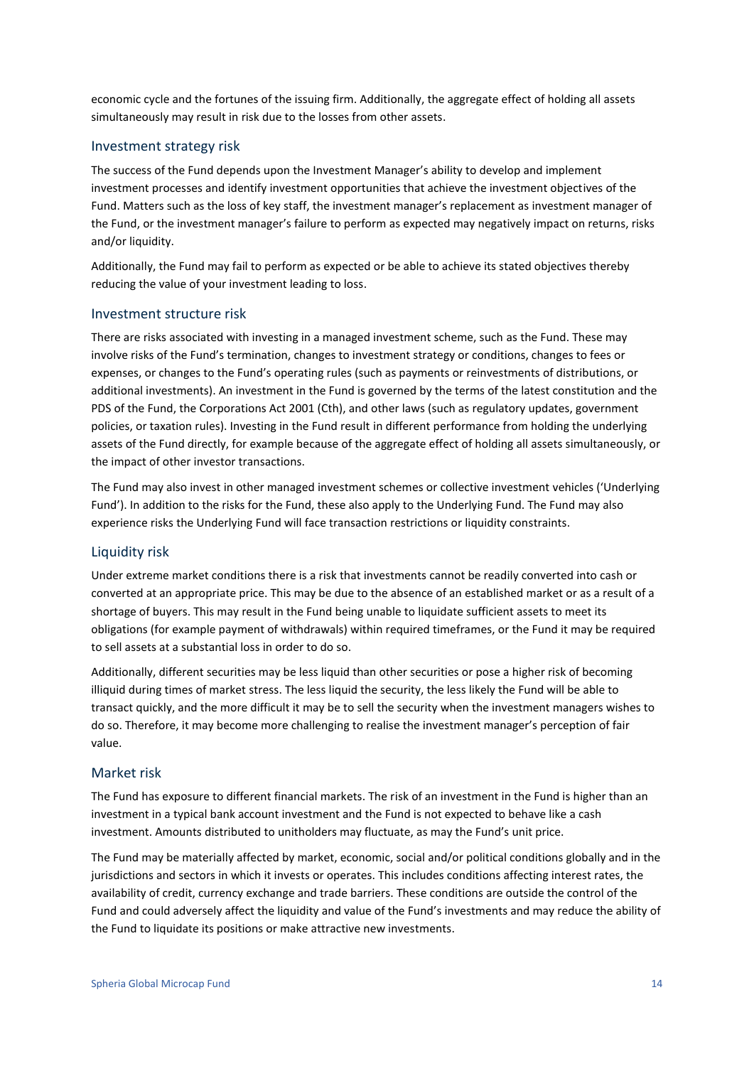economic cycle and the fortunes of the issuing firm. Additionally, the aggregate effect of holding all assets simultaneously may result in risk due to the losses from other assets.

## Investment strategy risk

The success of the Fund depends upon the Investment Manager's ability to develop and implement investment processes and identify investment opportunities that achieve the investment objectives of the Fund. Matters such as the loss of key staff, the investment manager's replacement as investment manager of the Fund, or the investment manager's failure to perform as expected may negatively impact on returns, risks and/or liquidity.

Additionally, the Fund may fail to perform as expected or be able to achieve its stated objectives thereby reducing the value of your investment leading to loss.

## Investment structure risk

There are risks associated with investing in a managed investment scheme, such as the Fund. These may involve risks of the Fund's termination, changes to investment strategy or conditions, changes to fees or expenses, or changes to the Fund's operating rules (such as payments or reinvestments of distributions, or additional investments). An investment in the Fund is governed by the terms of the latest constitution and the PDS of the Fund, the Corporations Act 2001 (Cth), and other laws (such as regulatory updates, government policies, or taxation rules). Investing in the Fund result in different performance from holding the underlying assets of the Fund directly, for example because of the aggregate effect of holding all assets simultaneously, or the impact of other investor transactions.

The Fund may also invest in other managed investment schemes or collective investment vehicles ('Underlying Fund'). In addition to the risks for the Fund, these also apply to the Underlying Fund. The Fund may also experience risks the Underlying Fund will face transaction restrictions or liquidity constraints.

## Liquidity risk

Under extreme market conditions there is a risk that investments cannot be readily converted into cash or converted at an appropriate price. This may be due to the absence of an established market or as a result of a shortage of buyers. This may result in the Fund being unable to liquidate sufficient assets to meet its obligations (for example payment of withdrawals) within required timeframes, or the Fund it may be required to sell assets at a substantial loss in order to do so.

Additionally, different securities may be less liquid than other securities or pose a higher risk of becoming illiquid during times of market stress. The less liquid the security, the less likely the Fund will be able to transact quickly, and the more difficult it may be to sell the security when the investment managers wishes to do so. Therefore, it may become more challenging to realise the investment manager's perception of fair value.

## Market risk

The Fund has exposure to different financial markets. The risk of an investment in the Fund is higher than an investment in a typical bank account investment and the Fund is not expected to behave like a cash investment. Amounts distributed to unitholders may fluctuate, as may the Fund's unit price.

The Fund may be materially affected by market, economic, social and/or political conditions globally and in the jurisdictions and sectors in which it invests or operates. This includes conditions affecting interest rates, the availability of credit, currency exchange and trade barriers. These conditions are outside the control of the Fund and could adversely affect the liquidity and value of the Fund's investments and may reduce the ability of the Fund to liquidate its positions or make attractive new investments.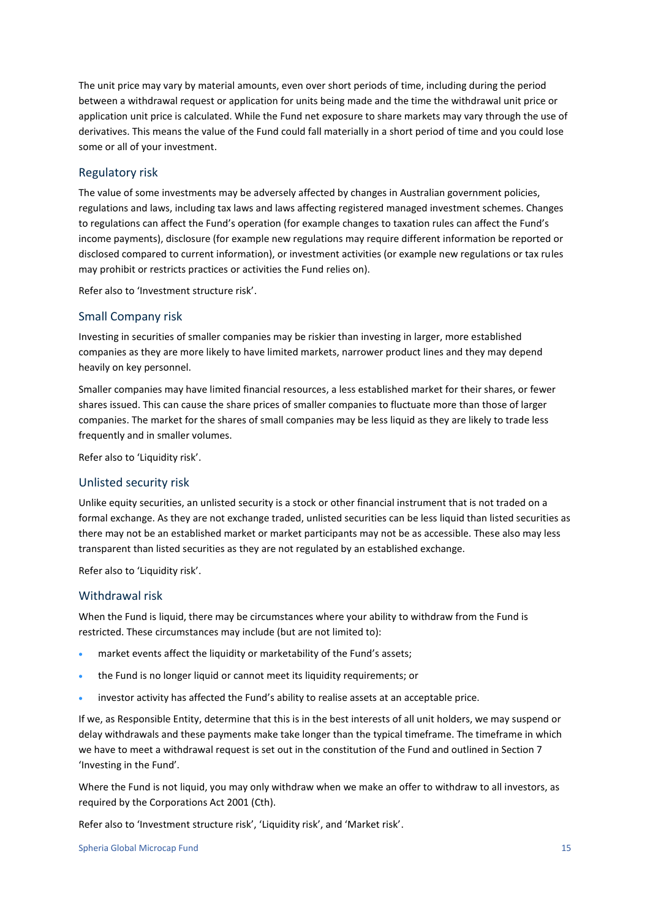The unit price may vary by material amounts, even over short periods of time, including during the period between a withdrawal request or application for units being made and the time the withdrawal unit price or application unit price is calculated. While the Fund net exposure to share markets may vary through the use of derivatives. This means the value of the Fund could fall materially in a short period of time and you could lose some or all of your investment.

## Regulatory risk

The value of some investments may be adversely affected by changes in Australian government policies, regulations and laws, including tax laws and laws affecting registered managed investment schemes. Changes to regulations can affect the Fund's operation (for example changes to taxation rules can affect the Fund's income payments), disclosure (for example new regulations may require different information be reported or disclosed compared to current information), or investment activities (or example new regulations or tax rules may prohibit or restricts practices or activities the Fund relies on).

Refer also to 'Investment structure risk'.

## Small Company risk

Investing in securities of smaller companies may be riskier than investing in larger, more established companies as they are more likely to have limited markets, narrower product lines and they may depend heavily on key personnel.

Smaller companies may have limited financial resources, a less established market for their shares, or fewer shares issued. This can cause the share prices of smaller companies to fluctuate more than those of larger companies. The market for the shares of small companies may be less liquid as they are likely to trade less frequently and in smaller volumes.

Refer also to 'Liquidity risk'.

## Unlisted security risk

Unlike equity securities, an unlisted security is a stock or other financial instrument that is not traded on a formal exchange. As they are not exchange traded, unlisted securities can be less liquid than listed securities as there may not be an established market or market participants may not be as accessible. These also may less transparent than listed securities as they are not regulated by an established exchange.

Refer also to 'Liquidity risk'.

## Withdrawal risk

When the Fund is liquid, there may be circumstances where your ability to withdraw from the Fund is restricted. These circumstances may include (but are not limited to):

- market events affect the liquidity or marketability of the Fund's assets;
- the Fund is no longer liquid or cannot meet its liquidity requirements; or
- investor activity has affected the Fund's ability to realise assets at an acceptable price.

If we, as Responsible Entity, determine that this is in the best interests of all unit holders, we may suspend or delay withdrawals and these payments make take longer than the typical timeframe. The timeframe in which we have to meet a withdrawal request is set out in the constitution of the Fund and outlined in Section 7 'Investing in the Fund'.

Where the Fund is not liquid, you may only withdraw when we make an offer to withdraw to all investors, as required by the Corporations Act 2001 (Cth).

Refer also to 'Investment structure risk', 'Liquidity risk', and 'Market risk'.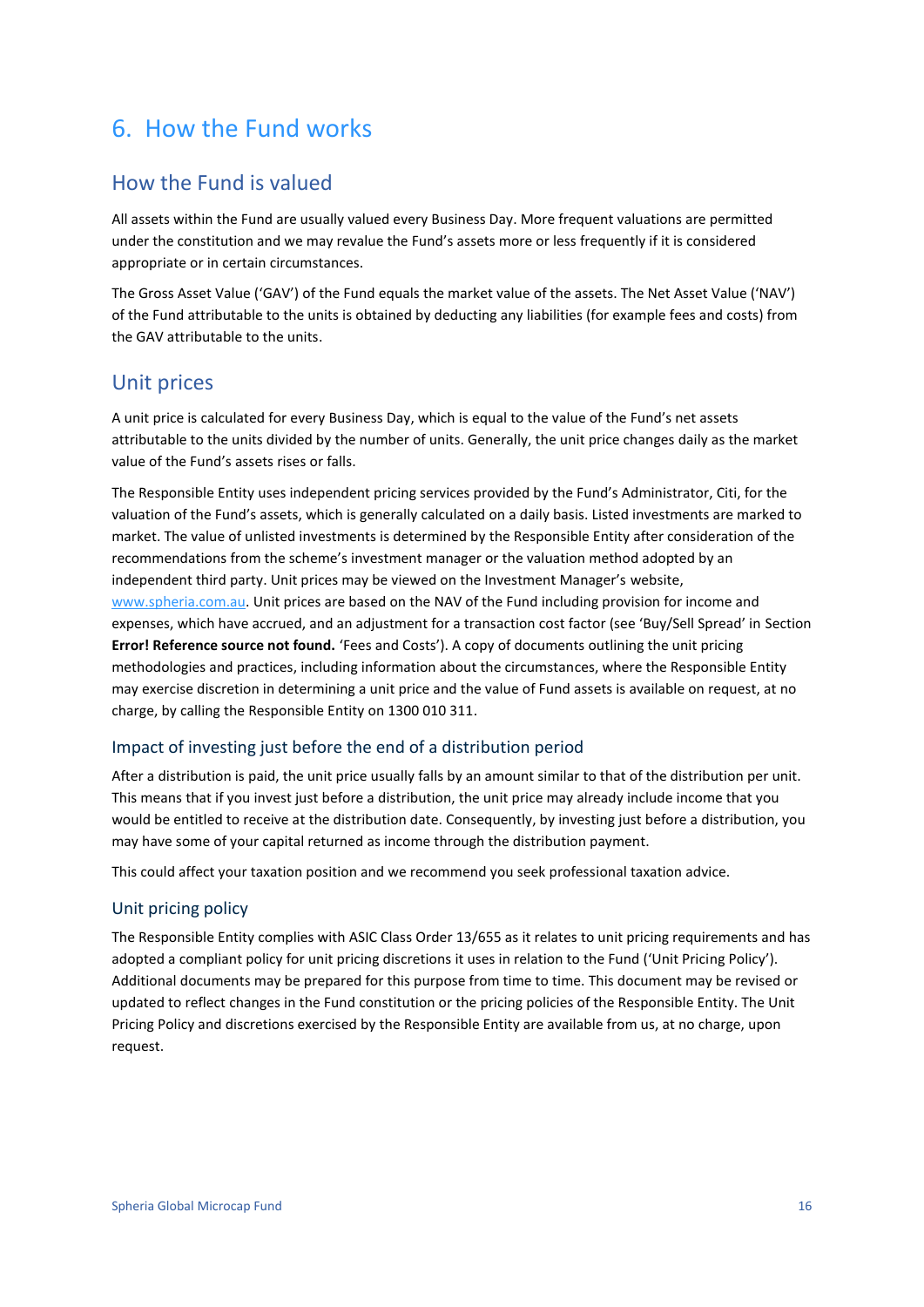# 6. How the Fund works

## How the Fund is valued

All assets within the Fund are usually valued every Business Day. More frequent valuations are permitted under the constitution and we may revalue the Fund's assets more or less frequently if it is considered appropriate or in certain circumstances.

The Gross Asset Value ('GAV') of the Fund equals the market value of the assets. The Net Asset Value ('NAV') of the Fund attributable to the units is obtained by deducting any liabilities (for example fees and costs) from the GAV attributable to the units.

## Unit prices

A unit price is calculated for every Business Day, which is equal to the value of the Fund's net assets attributable to the units divided by the number of units. Generally, the unit price changes daily as the market value of the Fund's assets rises or falls.

The Responsible Entity uses independent pricing services provided by the Fund's Administrator, Citi, for the valuation of the Fund's assets, which is generally calculated on a daily basis. Listed investments are marked to market. The value of unlisted investments is determined by the Responsible Entity after consideration of the recommendations from the scheme's investment manager or the valuation method adopted by an independent third party. Unit prices may be viewed on the Investment Manager's website, www.spheria.com.au. Unit prices are based on the NAV of the Fund including provision for income and expenses, which have accrued, and an adjustment for a transaction cost factor (see 'Buy/Sell Spread' in Section **Error! Reference source not found.** 'Fees and Costs'). A copy of documents outlining the unit pricing methodologies and practices, including information about the circumstances, where the Responsible Entity may exercise discretion in determining a unit price and the value of Fund assets is available on request, at no charge, by calling the Responsible Entity on 1300 010 311.

### Impact of investing just before the end of a distribution period

After a distribution is paid, the unit price usually falls by an amount similar to that of the distribution per unit. This means that if you invest just before a distribution, the unit price may already include income that you would be entitled to receive at the distribution date. Consequently, by investing just before a distribution, you may have some of your capital returned as income through the distribution payment.

This could affect your taxation position and we recommend you seek professional taxation advice.

### Unit pricing policy

The Responsible Entity complies with ASIC Class Order 13/655 as it relates to unit pricing requirements and has adopted a compliant policy for unit pricing discretions it uses in relation to the Fund ('Unit Pricing Policy'). Additional documents may be prepared for this purpose from time to time. This document may be revised or updated to reflect changes in the Fund constitution or the pricing policies of the Responsible Entity. The Unit Pricing Policy and discretions exercised by the Responsible Entity are available from us, at no charge, upon request.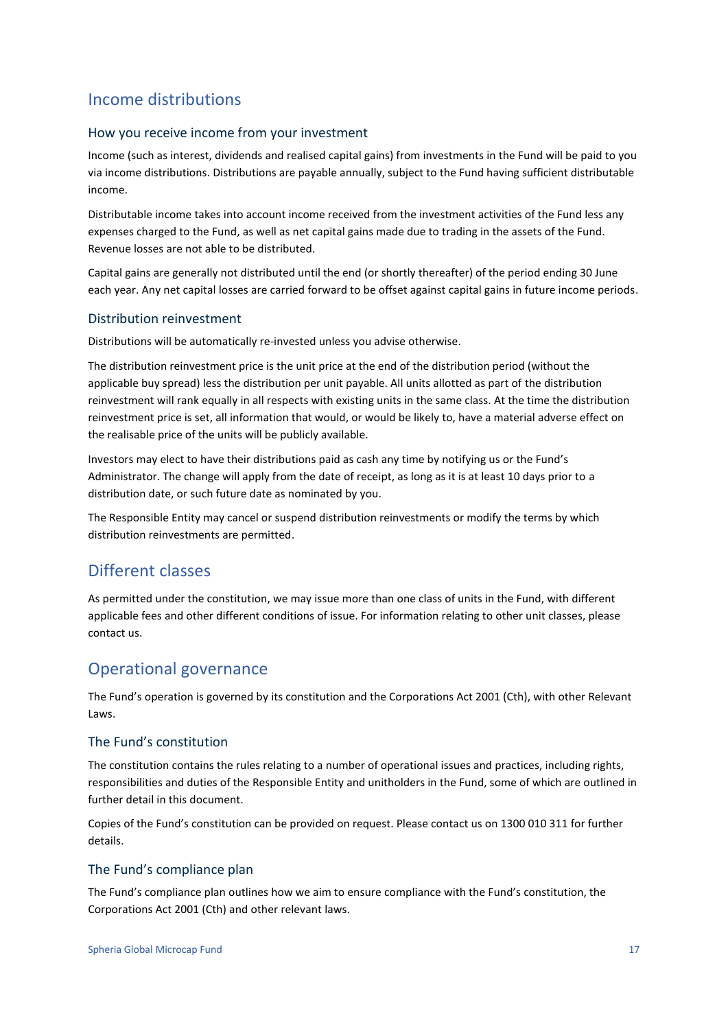## Income distributions

### How you receive income from your investment

Income (such as interest, dividends and realised capital gains) from investments in the Fund will be paid to you via income distributions. Distributions are payable annually, subject to the Fund having sufficient distributable income.

Distributable income takes into account income received from the investment activities of the Fund less any expenses charged to the Fund, as well as net capital gains made due to trading in the assets of the Fund. Revenue losses are not able to be distributed.

Capital gains are generally not distributed until the end (or shortly thereafter) of the period ending 30 June each year. Any net capital losses are carried forward to be offset against capital gains in future income periods.

### Distribution reinvestment

Distributions will be automatically re-invested unless you advise otherwise.

The distribution reinvestment price is the unit price at the end of the distribution period (without the applicable buy spread) less the distribution per unit payable. All units allotted as part of the distribution reinvestment will rank equally in all respects with existing units in the same class. At the time the distribution reinvestment price is set, all information that would, or would be likely to, have a material adverse effect on the realisable price of the units will be publicly available.

Investors may elect to have their distributions paid as cash any time by notifying us or the Fund's Administrator. The change will apply from the date of receipt, as long as it is at least 10 days prior to a distribution date, or such future date as nominated by you.

The Responsible Entity may cancel or suspend distribution reinvestments or modify the terms by which distribution reinvestments are permitted.

## Different classes

As permitted under the constitution, we may issue more than one class of units in the Fund, with different applicable fees and other different conditions of issue. For information relating to other unit classes, please contact us.

## Operational governance

The Fund's operation is governed by its constitution and the Corporations Act 2001 (Cth), with other Relevant Laws.

### The Fund's constitution

The constitution contains the rules relating to a number of operational issues and practices, including rights, responsibilities and duties of the Responsible Entity and unitholders in the Fund, some of which are outlined in further detail in this document.

Copies of the Fund's constitution can be provided on request. Please contact us on 1300 010 311 for further details.

### The Fund's compliance plan

The Fund's compliance plan outlines how we aim to ensure compliance with the Fund's constitution, the Corporations Act 2001 (Cth) and other relevant laws.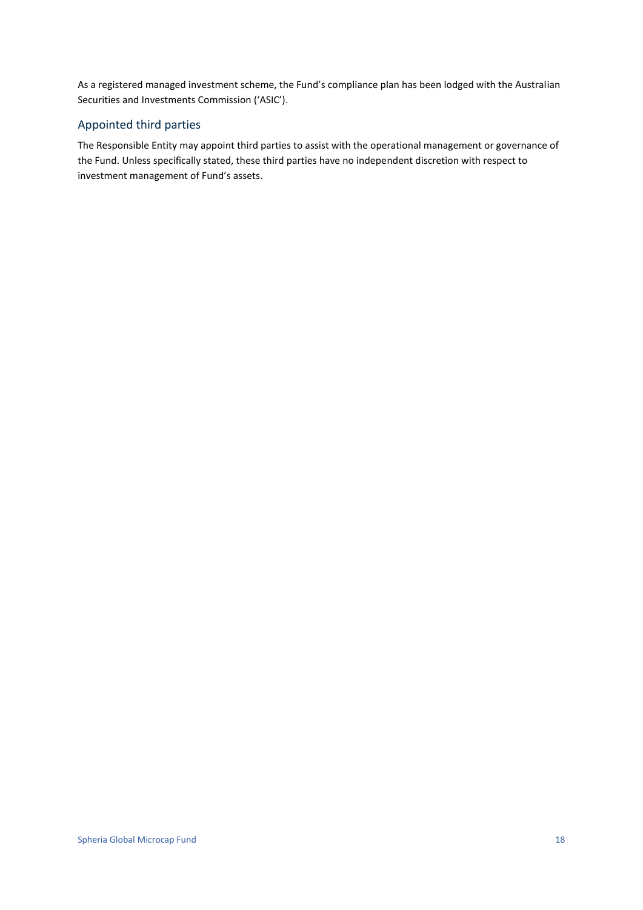As a registered managed investment scheme, the Fund's compliance plan has been lodged with the Australian Securities and Investments Commission ('ASIC').

## Appointed third parties

The Responsible Entity may appoint third parties to assist with the operational management or governance of the Fund. Unless specifically stated, these third parties have no independent discretion with respect to investment management of Fund's assets.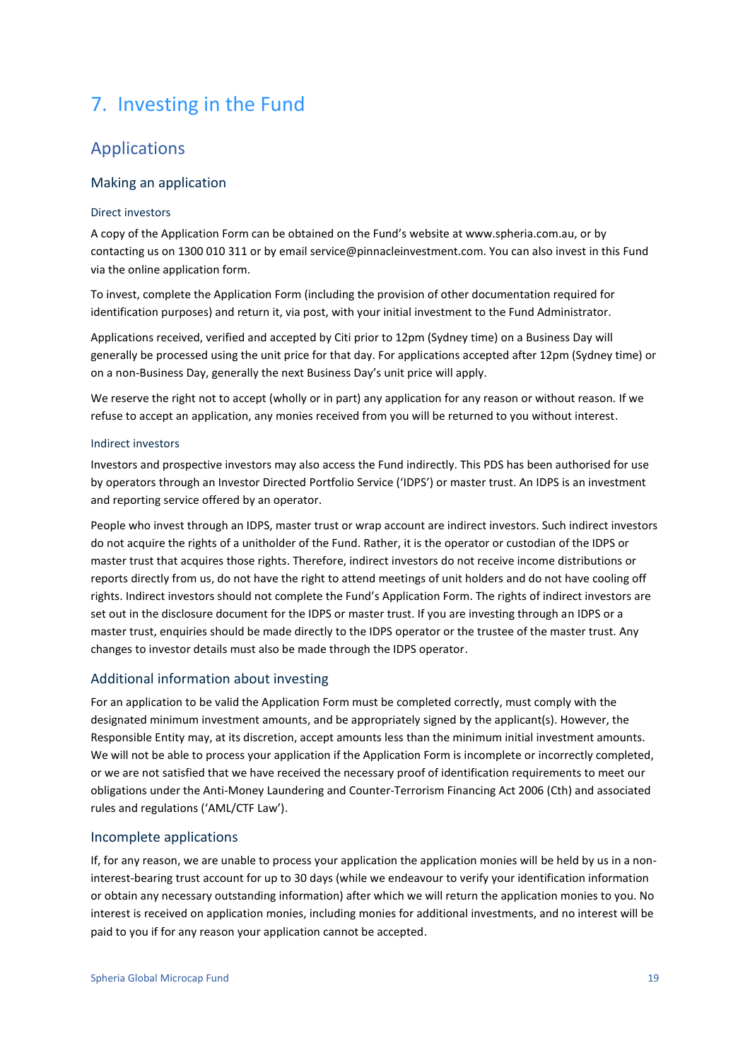# 7. Investing in the Fund

## Applications

### Making an application

#### Direct investors

A copy of the Application Form can be obtained on the Fund's website at www.spheria.com.au, or by contacting us on 1300 010 311 or by email service@pinnacleinvestment.com. You can also invest in this Fund via the online application form.

To invest, complete the Application Form (including the provision of other documentation required for identification purposes) and return it, via post, with your initial investment to the Fund Administrator.

Applications received, verified and accepted by Citi prior to 12pm (Sydney time) on a Business Day will generally be processed using the unit price for that day. For applications accepted after 12pm (Sydney time) or on a non-Business Day, generally the next Business Day's unit price will apply.

We reserve the right not to accept (wholly or in part) any application for any reason or without reason. If we refuse to accept an application, any monies received from you will be returned to you without interest.

#### Indirect investors

Investors and prospective investors may also access the Fund indirectly. This PDS has been authorised for use by operators through an Investor Directed Portfolio Service ('IDPS') or master trust. An IDPS is an investment and reporting service offered by an operator.

People who invest through an IDPS, master trust or wrap account are indirect investors. Such indirect investors do not acquire the rights of a unitholder of the Fund. Rather, it is the operator or custodian of the IDPS or master trust that acquires those rights. Therefore, indirect investors do not receive income distributions or reports directly from us, do not have the right to attend meetings of unit holders and do not have cooling off rights. Indirect investors should not complete the Fund's Application Form. The rights of indirect investors are set out in the disclosure document for the IDPS or master trust. If you are investing through an IDPS or a master trust, enquiries should be made directly to the IDPS operator or the trustee of the master trust. Any changes to investor details must also be made through the IDPS operator.

### Additional information about investing

For an application to be valid the Application Form must be completed correctly, must comply with the designated minimum investment amounts, and be appropriately signed by the applicant(s). However, the Responsible Entity may, at its discretion, accept amounts less than the minimum initial investment amounts. We will not be able to process your application if the Application Form is incomplete or incorrectly completed, or we are not satisfied that we have received the necessary proof of identification requirements to meet our obligations under the Anti-Money Laundering and Counter-Terrorism Financing Act 2006 (Cth) and associated rules and regulations ('AML/CTF Law').

### Incomplete applications

If, for any reason, we are unable to process your application the application monies will be held by us in a non-interest-bearing trust account for up to 30 days (while we endeavour to verify your identification information or obtain any necessary outstanding information) after which we will return the application monies to you. No interest is received on application monies, including monies for additional investments, and no interest will be paid to you if for any reason your application cannot be accepted.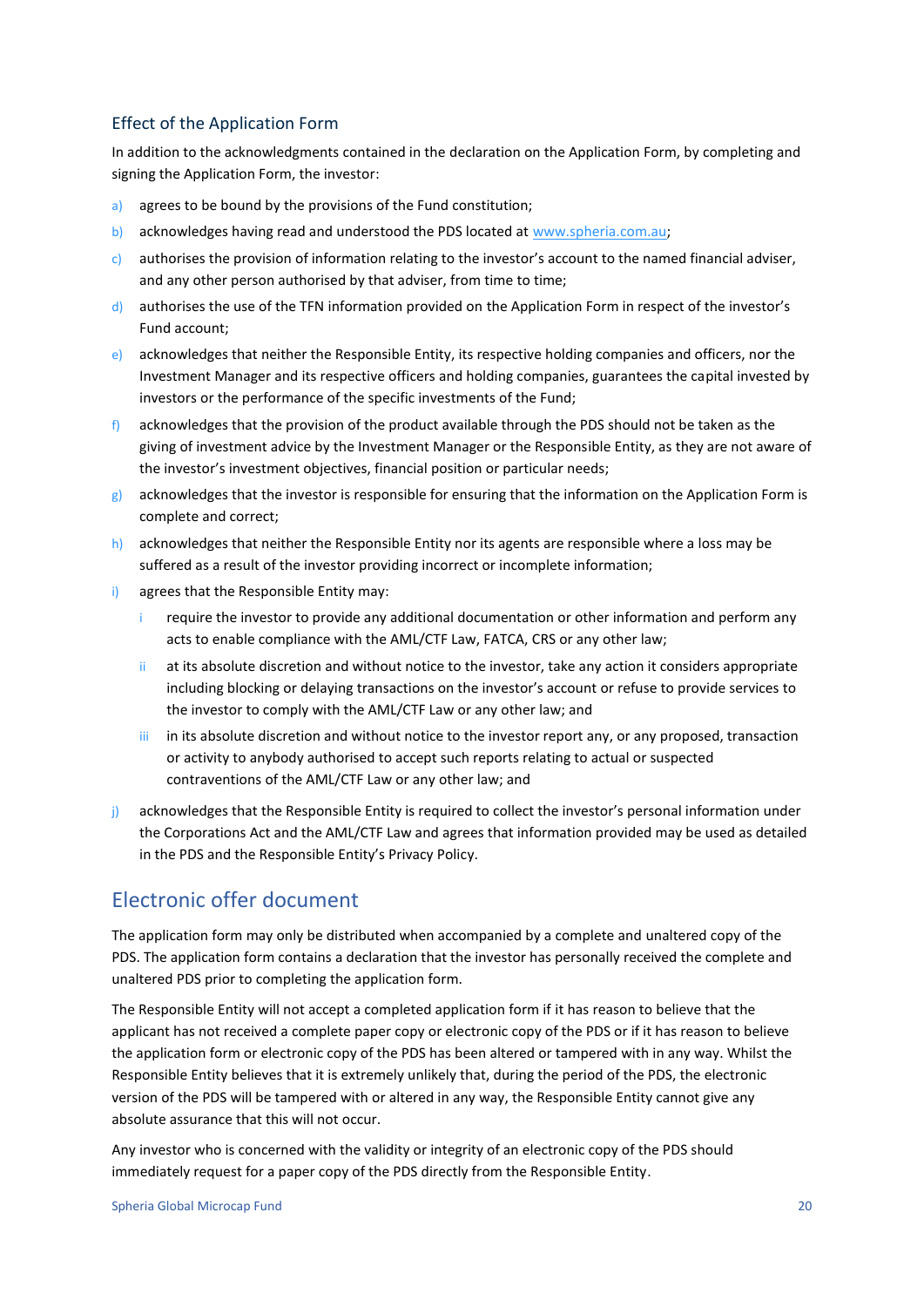### Effect of the Application Form

In addition to the acknowledgments contained in the declaration on the Application Form, by completing and signing the Application Form, the investor:

a) agrees to be bound by the provisions of the Fund constitution;

b) acknowledges having read and understood the PDS located at [www.spheria.com.au](http://www.spheria.com.au);

c) authorises the provision of information relating to the investor's account to the named financial adviser, and any other person authorised by that adviser, from time to time;

d) authorises the use of the TFN information provided on the Application Form in respect of the investor's Fund account;

e) acknowledges that neither the Responsible Entity, its respective holding companies and officers, nor the Investment Manager and its respective officers and holding companies, guarantees the capital invested by investors or the performance of the specific investments of the Fund;

f) acknowledges that the provision of the product available through the PDS should not be taken as the giving of investment advice by the Investment Manager or the Responsible Entity, as they are not aware of the investor's investment objectives, financial position or particular needs;

g) acknowledges that the investor is responsible for ensuring that the information on the Application Form is complete and correct;

h) acknowledges that neither the Responsible Entity nor its agents are responsible where a loss may be suffered as a result of the investor providing incorrect or incomplete information;

i) agrees that the Responsible Entity may:

   i require the investor to provide any additional documentation or other information and perform any acts to enable compliance with the AML/CTF Law, FATCA, CRS or any other law;

   ii at its absolute discretion and without notice to the investor, take any action it considers appropriate including blocking or delaying transactions on the investor's account or refuse to provide services to the investor to comply with the AML/CTF Law or any other law; and

   iii in its absolute discretion and without notice to the investor report any, or any proposed, transaction or activity to anybody authorised to accept such reports relating to actual or suspected contraventions of the AML/CTF Law or any other law; and

j) acknowledges that the Responsible Entity is required to collect the investor's personal information under the Corporations Act and the AML/CTF Law and agrees that information provided may be used as detailed in the PDS and the Responsible Entity's Privacy Policy.

## Electronic offer document

The application form may only be distributed when accompanied by a complete and unaltered copy of the PDS. The application form contains a declaration that the investor has personally received the complete and unaltered PDS prior to completing the application form.

The Responsible Entity will not accept a completed application form if it has reason to believe that the applicant has not received a complete paper copy or electronic copy of the PDS or if it has reason to believe the application form or electronic copy of the PDS has been altered or tampered with in any way. Whilst the Responsible Entity believes that it is extremely unlikely that, during the period of the PDS, the electronic version of the PDS will be tampered with or altered in any way, the Responsible Entity cannot give any absolute assurance that this will not occur.

Any investor who is concerned with the validity or integrity of an electronic copy of the PDS should immediately request for a paper copy of the PDS directly from the Responsible Entity.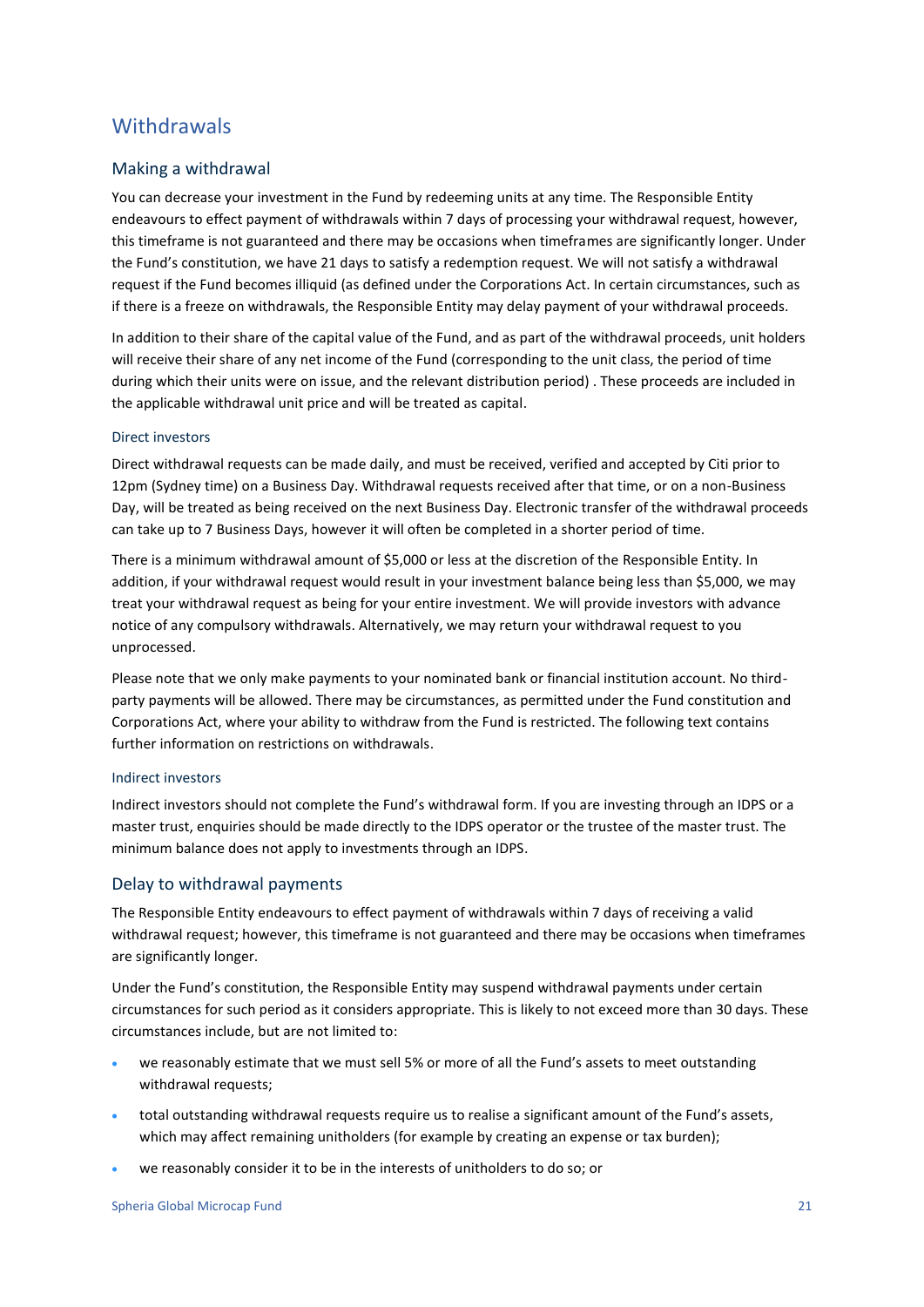# Withdrawals

## Making a withdrawal

You can decrease your investment in the Fund by redeeming units at any time. The Responsible Entity endeavours to effect payment of withdrawals within 7 days of processing your withdrawal request, however, this timeframe is not guaranteed and there may be occasions when timeframes are significantly longer. Under the Fund's constitution, we have 21 days to satisfy a redemption request. We will not satisfy a withdrawal request if the Fund becomes illiquid (as defined under the Corporations Act. In certain circumstances, such as if there is a freeze on withdrawals, the Responsible Entity may delay payment of your withdrawal proceeds.

In addition to their share of the capital value of the Fund, and as part of the withdrawal proceeds, unit holders will receive their share of any net income of the Fund (corresponding to the unit class, the period of time during which their units were on issue, and the relevant distribution period) . These proceeds are included in the applicable withdrawal unit price and will be treated as capital.

### Direct investors

Direct withdrawal requests can be made daily, and must be received, verified and accepted by Citi prior to 12pm (Sydney time) on a Business Day. Withdrawal requests received after that time, or on a non-Business Day, will be treated as being received on the next Business Day. Electronic transfer of the withdrawal proceeds can take up to 7 Business Days, however it will often be completed in a shorter period of time.

There is a minimum withdrawal amount of $5,000 or less at the discretion of the Responsible Entity. In addition, if your withdrawal request would result in your investment balance being less than $5,000, we may treat your withdrawal request as being for your entire investment. We will provide investors with advance notice of any compulsory withdrawals. Alternatively, we may return your withdrawal request to you unprocessed.

Please note that we only make payments to your nominated bank or financial institution account. No third-party payments will be allowed. There may be circumstances, as permitted under the Fund constitution and Corporations Act, where your ability to withdraw from the Fund is restricted. The following text contains further information on restrictions on withdrawals.

### Indirect investors

Indirect investors should not complete the Fund's withdrawal form. If you are investing through an IDPS or a master trust, enquiries should be made directly to the IDPS operator or the trustee of the master trust. The minimum balance does not apply to investments through an IDPS.

## Delay to withdrawal payments

The Responsible Entity endeavours to effect payment of withdrawals within 7 days of receiving a valid withdrawal request; however, this timeframe is not guaranteed and there may be occasions when timeframes are significantly longer.

Under the Fund's constitution, the Responsible Entity may suspend withdrawal payments under certain circumstances for such period as it considers appropriate. This is likely to not exceed more than 30 days. These circumstances include, but are not limited to:

- we reasonably estimate that we must sell 5% or more of all the Fund's assets to meet outstanding withdrawal requests;
- total outstanding withdrawal requests require us to realise a significant amount of the Fund's assets, which may affect remaining unitholders (for example by creating an expense or tax burden);
- we reasonably consider it to be in the interests of unitholders to do so; or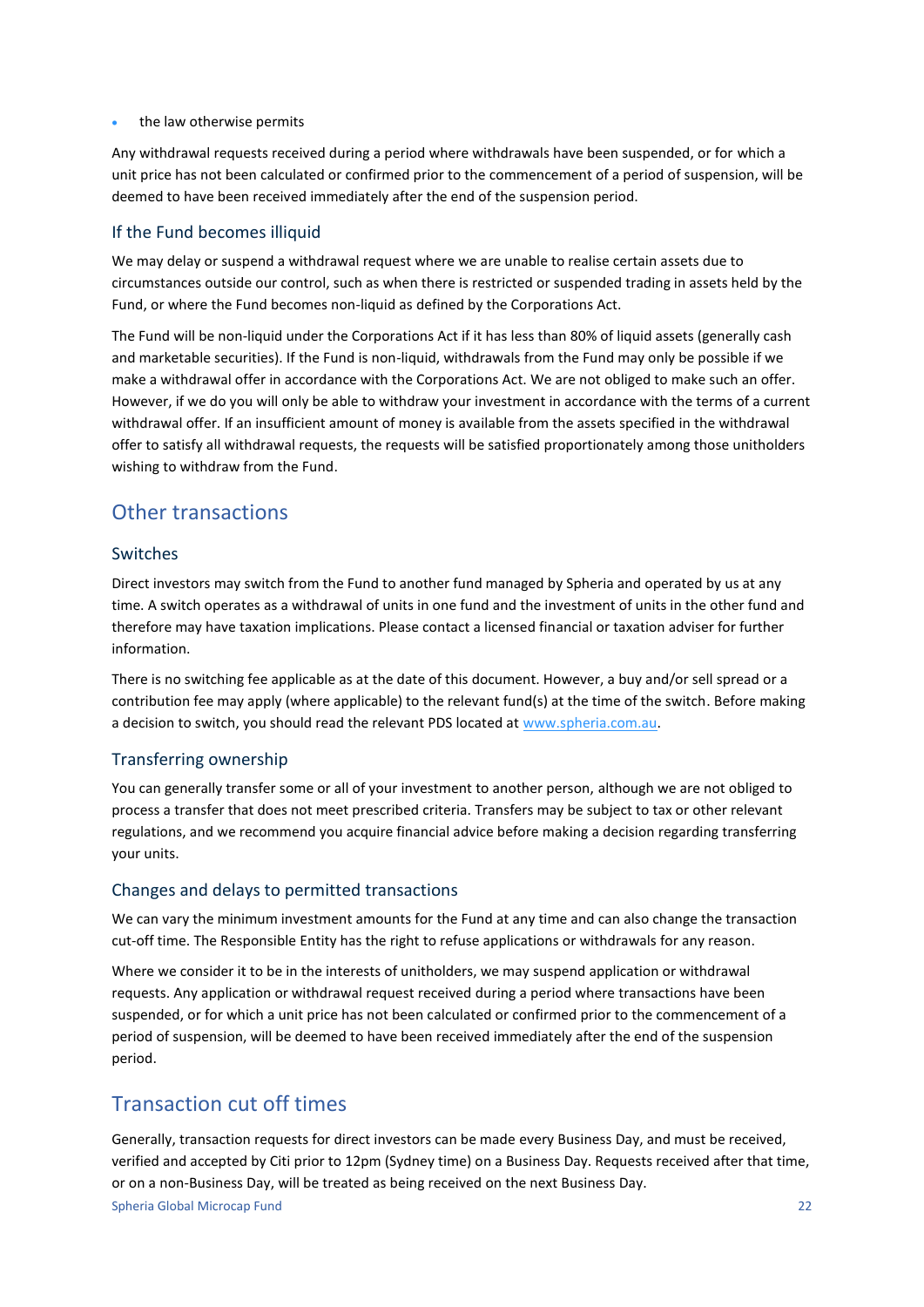- the law otherwise permits

Any withdrawal requests received during a period where withdrawals have been suspended, or for which a unit price has not been calculated or confirmed prior to the commencement of a period of suspension, will be deemed to have been received immediately after the end of the suspension period.

### If the Fund becomes illiquid

We may delay or suspend a withdrawal request where we are unable to realise certain assets due to circumstances outside our control, such as when there is restricted or suspended trading in assets held by the Fund, or where the Fund becomes non-liquid as defined by the Corporations Act.

The Fund will be non-liquid under the Corporations Act if it has less than 80% of liquid assets (generally cash and marketable securities). If the Fund is non-liquid, withdrawals from the Fund may only be possible if we make a withdrawal offer in accordance with the Corporations Act. We are not obliged to make such an offer. However, if we do you will only be able to withdraw your investment in accordance with the terms of a current withdrawal offer. If an insufficient amount of money is available from the assets specified in the withdrawal offer to satisfy all withdrawal requests, the requests will be satisfied proportionately among those unitholders wishing to withdraw from the Fund.

## Other transactions

### Switches

Direct investors may switch from the Fund to another fund managed by Spheria and operated by us at any time. A switch operates as a withdrawal of units in one fund and the investment of units in the other fund and therefore may have taxation implications. Please contact a licensed financial or taxation adviser for further information.

There is no switching fee applicable as at the date of this document. However, a buy and/or sell spread or a contribution fee may apply (where applicable) to the relevant fund(s) at the time of the switch. Before making a decision to switch, you should read the relevant PDS located at [www.spheria.com.au](www.spheria.com.au).

### Transferring ownership

You can generally transfer some or all of your investment to another person, although we are not obliged to process a transfer that does not meet prescribed criteria. Transfers may be subject to tax or other relevant regulations, and we recommend you acquire financial advice before making a decision regarding transferring your units.

### Changes and delays to permitted transactions

We can vary the minimum investment amounts for the Fund at any time and can also change the transaction cut-off time. The Responsible Entity has the right to refuse applications or withdrawals for any reason.

Where we consider it to be in the interests of unitholders, we may suspend application or withdrawal requests. Any application or withdrawal request received during a period where transactions have been suspended, or for which a unit price has not been calculated or confirmed prior to the commencement of a period of suspension, will be deemed to have been received immediately after the end of the suspension period.

## Transaction cut off times

Generally, transaction requests for direct investors can be made every Business Day, and must be received, verified and accepted by Citi prior to 12pm (Sydney time) on a Business Day. Requests received after that time, or on a non-Business Day, will be treated as being received on the next Business Day.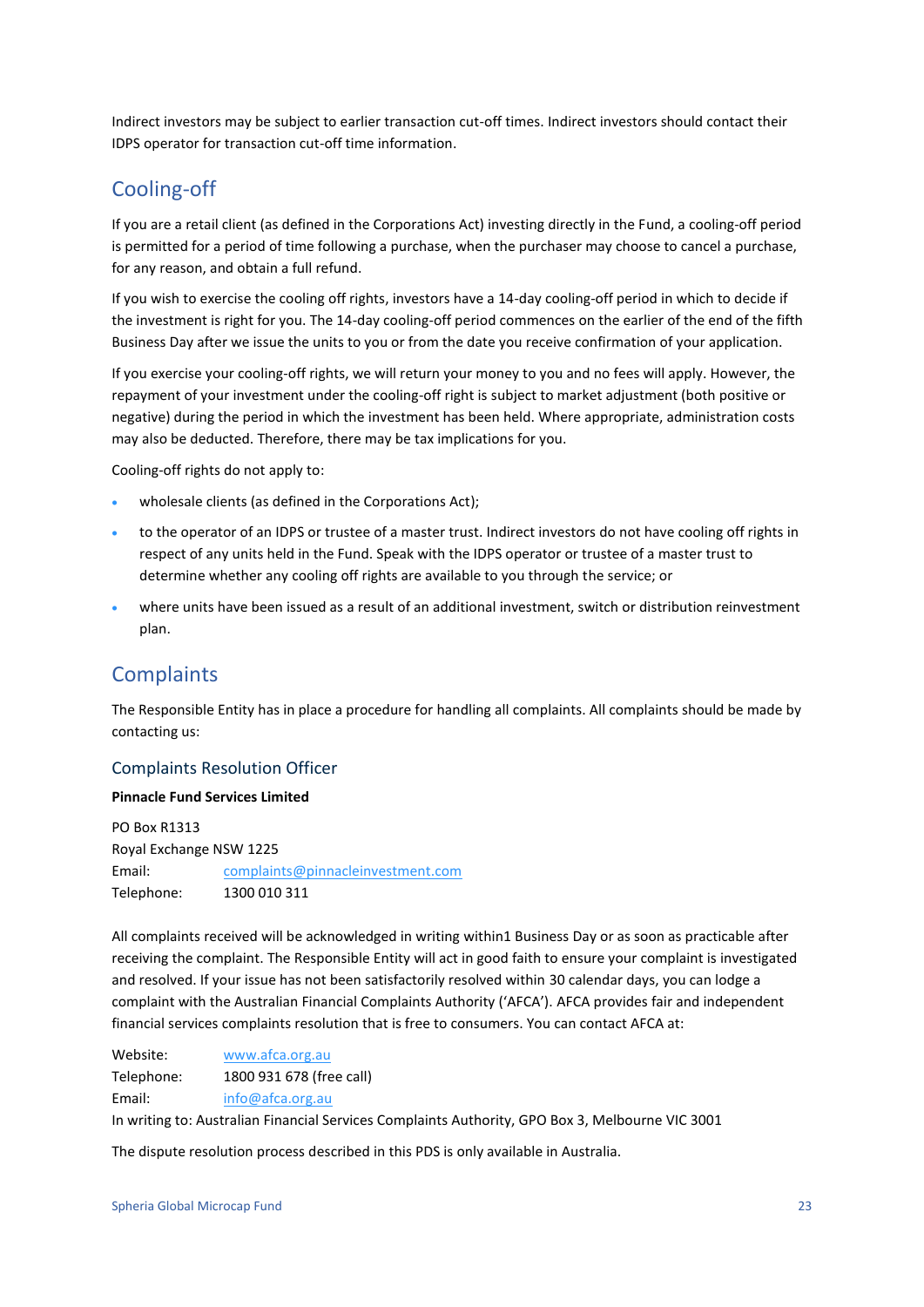Indirect investors may be subject to earlier transaction cut-off times. Indirect investors should contact their IDPS operator for transaction cut-off time information.

## Cooling-off

If you are a retail client (as defined in the Corporations Act) investing directly in the Fund, a cooling-off period is permitted for a period of time following a purchase, when the purchaser may choose to cancel a purchase, for any reason, and obtain a full refund.

If you wish to exercise the cooling off rights, investors have a 14-day cooling-off period in which to decide if the investment is right for you. The 14-day cooling-off period commences on the earlier of the end of the fifth Business Day after we issue the units to you or from the date you receive confirmation of your application.

If you exercise your cooling-off rights, we will return your money to you and no fees will apply. However, the repayment of your investment under the cooling-off right is subject to market adjustment (both positive or negative) during the period in which the investment has been held. Where appropriate, administration costs may also be deducted. Therefore, there may be tax implications for you.

Cooling-off rights do not apply to:

- wholesale clients (as defined in the Corporations Act);
- to the operator of an IDPS or trustee of a master trust. Indirect investors do not have cooling off rights in respect of any units held in the Fund. Speak with the IDPS operator or trustee of a master trust to determine whether any cooling off rights are available to you through the service; or
- where units have been issued as a result of an additional investment, switch or distribution reinvestment plan.

## Complaints

The Responsible Entity has in place a procedure for handling all complaints. All complaints should be made by contacting us:

### Complaints Resolution Officer

**Pinnacle Fund Services Limited**

PO Box R1313
Royal Exchange NSW 1225
Email: complaints@pinnacleinvestment.com
Telephone: 1300 010 311

All complaints received will be acknowledged in writing within1 Business Day or as soon as practicable after receiving the complaint. The Responsible Entity will act in good faith to ensure your complaint is investigated and resolved. If your issue has not been satisfactorily resolved within 30 calendar days, you can lodge a complaint with the Australian Financial Complaints Authority ('AFCA'). AFCA provides fair and independent financial services complaints resolution that is free to consumers. You can contact AFCA at:

Website: www.afca.org.au
Telephone: 1800 931 678 (free call)
Email: info@afca.org.au
In writing to: Australian Financial Services Complaints Authority, GPO Box 3, Melbourne VIC 3001

The dispute resolution process described in this PDS is only available in Australia.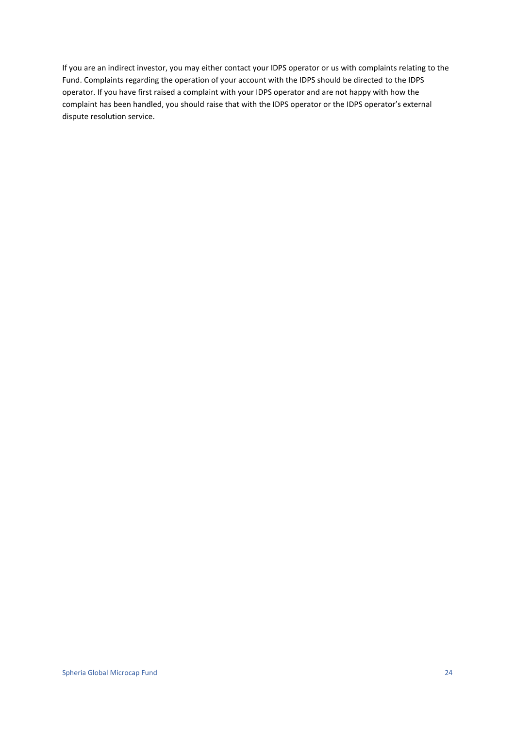If you are an indirect investor, you may either contact your IDPS operator or us with complaints relating to the Fund. Complaints regarding the operation of your account with the IDPS should be directed to the IDPS operator. If you have first raised a complaint with your IDPS operator and are not happy with how the complaint has been handled, you should raise that with the IDPS operator or the IDPS operator's external dispute resolution service.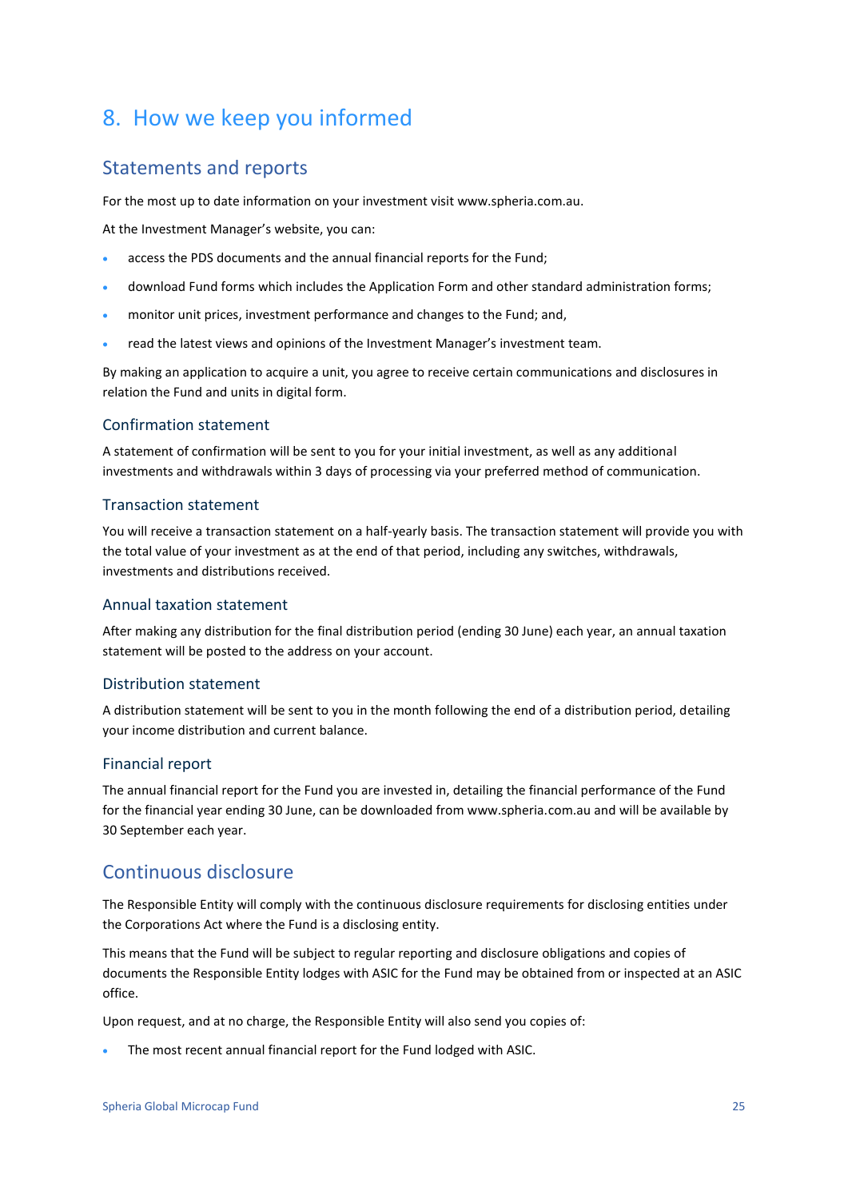# 8. How we keep you informed

## Statements and reports

For the most up to date information on your investment visit www.spheria.com.au.

At the Investment Manager's website, you can:

- access the PDS documents and the annual financial reports for the Fund;
- download Fund forms which includes the Application Form and other standard administration forms;
- monitor unit prices, investment performance and changes to the Fund; and,
- read the latest views and opinions of the Investment Manager's investment team.

By making an application to acquire a unit, you agree to receive certain communications and disclosures in relation the Fund and units in digital form.

### Confirmation statement

A statement of confirmation will be sent to you for your initial investment, as well as any additional investments and withdrawals within 3 days of processing via your preferred method of communication.

### Transaction statement

You will receive a transaction statement on a half-yearly basis. The transaction statement will provide you with the total value of your investment as at the end of that period, including any switches, withdrawals, investments and distributions received.

### Annual taxation statement

After making any distribution for the final distribution period (ending 30 June) each year, an annual taxation statement will be posted to the address on your account.

### Distribution statement

A distribution statement will be sent to you in the month following the end of a distribution period, detailing your income distribution and current balance.

### Financial report

The annual financial report for the Fund you are invested in, detailing the financial performance of the Fund for the financial year ending 30 June, can be downloaded from www.spheria.com.au and will be available by 30 September each year.

## Continuous disclosure

The Responsible Entity will comply with the continuous disclosure requirements for disclosing entities under the Corporations Act where the Fund is a disclosing entity.

This means that the Fund will be subject to regular reporting and disclosure obligations and copies of documents the Responsible Entity lodges with ASIC for the Fund may be obtained from or inspected at an ASIC office.

Upon request, and at no charge, the Responsible Entity will also send you copies of:

- The most recent annual financial report for the Fund lodged with ASIC.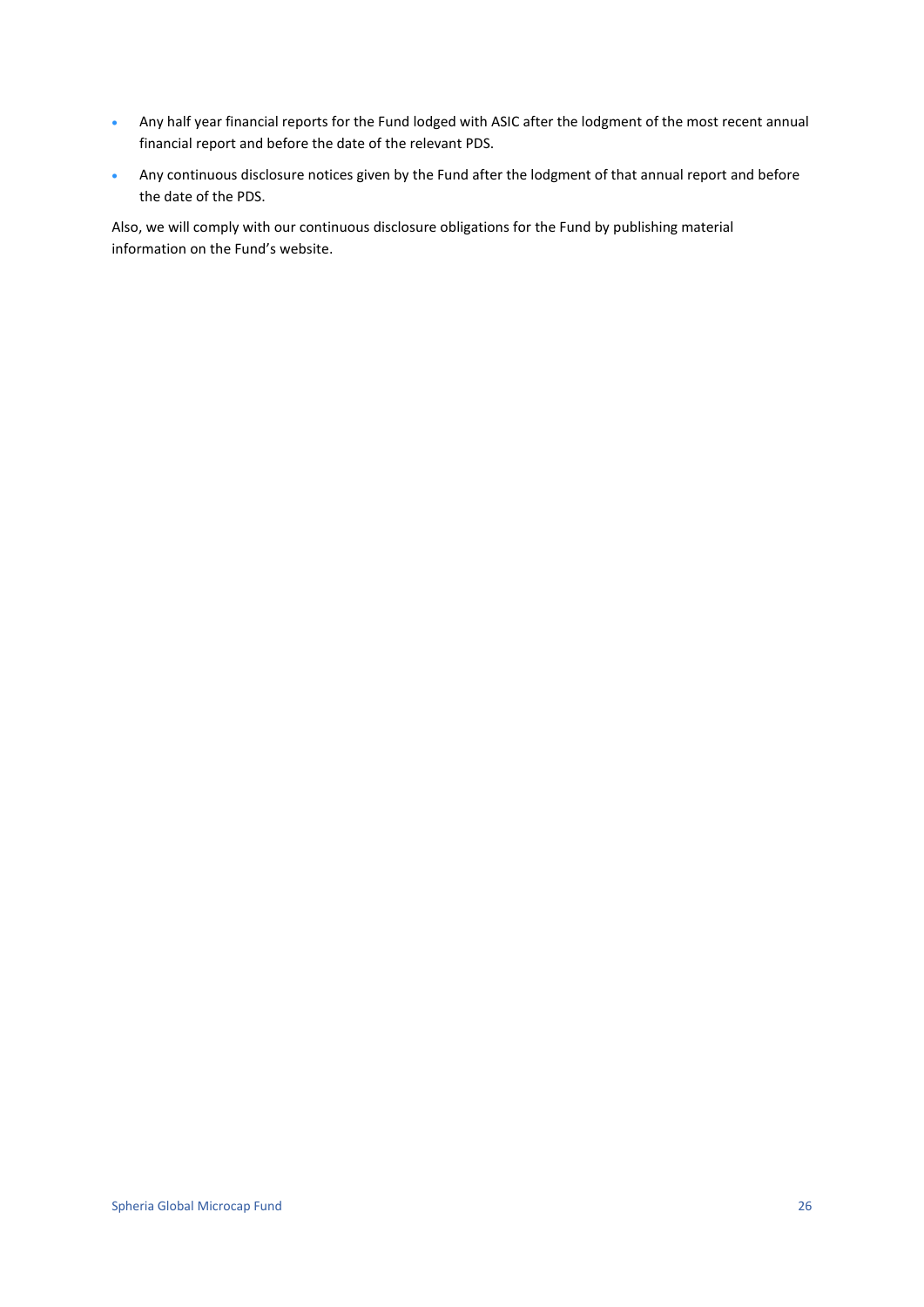- Any half year financial reports for the Fund lodged with ASIC after the lodgment of the most recent annual financial report and before the date of the relevant PDS.
- Any continuous disclosure notices given by the Fund after the lodgment of that annual report and before the date of the PDS.

Also, we will comply with our continuous disclosure obligations for the Fund by publishing material information on the Fund's website.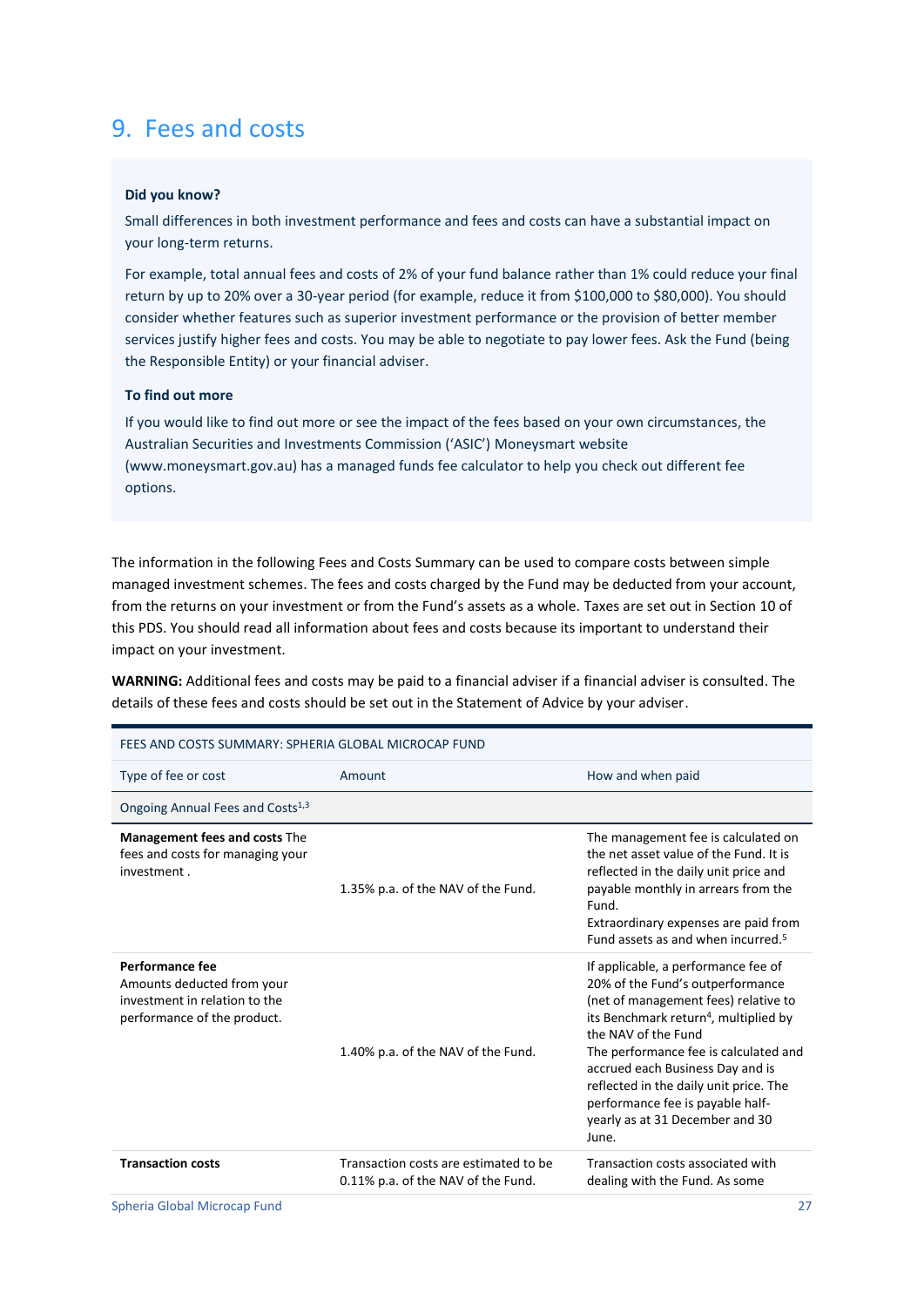# 9. Fees and costs

**Did you know?**

Small differences in both investment performance and fees and costs can have a substantial impact on your long-term returns.

For example, total annual fees and costs of 2% of your fund balance rather than 1% could reduce your final return by up to 20% over a 30-year period (for example, reduce it from $100,000 to $80,000). You should consider whether features such as superior investment performance or the provision of better member services justify higher fees and costs. You may be able to negotiate to pay lower fees. Ask the Fund (being the Responsible Entity) or your financial adviser.

**To find out more**

If you would like to find out more or see the impact of the fees based on your own circumstances, the Australian Securities and Investments Commission ('ASIC') Moneysmart website (www.moneysmart.gov.au) has a managed funds fee calculator to help you check out different fee options.

The information in the following Fees and Costs Summary can be used to compare costs between simple managed investment schemes. The fees and costs charged by the Fund may be deducted from your account, from the returns on your investment or from the Fund's assets as a whole. Taxes are set out in Section 10 of this PDS. You should read all information about fees and costs because its important to understand their impact on your investment.

**WARNING:** Additional fees and costs may be paid to a financial adviser if a financial adviser is consulted. The details of these fees and costs should be set out in the Statement of Advice by your adviser.

| FEES AND COSTS SUMMARY: SPHERIA GLOBAL MICROCAP FUND | | |
|---|---|---|
| Type of fee or cost | Amount | How and when paid |
| Ongoing Annual Fees and Costs[1,3] | | |
| **Management fees and costs** The fees and costs for managing your investment . | 1.35% p.a. of the NAV of the Fund. | The management fee is calculated on the net asset value of the Fund. It is reflected in the daily unit price and payable monthly in arrears from the Fund. Extraordinary expenses are paid from Fund assets as and when incurred.[5] |
| **Performance fee** Amounts deducted from your investment in relation to the performance of the product. | 1.40% p.a. of the NAV of the Fund. | If applicable, a performance fee of 20% of the Fund's outperformance (net of management fees) relative to its Benchmark return[4], multiplied by the NAV of the Fund The performance fee is calculated and accrued each Business Day and is reflected in the daily unit price. The performance fee is payable half-yearly as at 31 December and 30 June. |
| **Transaction costs** | Transaction costs are estimated to be 0.11% p.a. of the NAV of the Fund. | Transaction costs associated with dealing with the Fund. As some |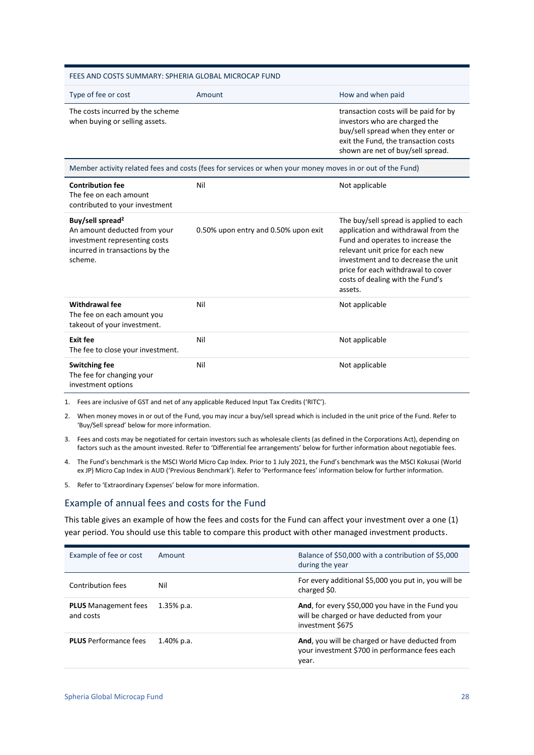| FEES AND COSTS SUMMARY: SPHERIA GLOBAL MICROCAP FUND | | |
|---|---|---|
| Type of fee or cost | Amount | How and when paid |
| The costs incurred by the scheme when buying or selling assets. | | transaction costs will be paid for by investors who are charged the buy/sell spread when they enter or exit the Fund, the transaction costs shown are net of buy/sell spread. |
| Member activity related fees and costs (fees for services or when your money moves in or out of the Fund) | | |
| **Contribution fee** The fee on each amount contributed to your investment | Nil | Not applicable |
| **Buy/sell spread**[2] An amount deducted from your investment representing costs incurred in transactions by the scheme. | 0.50% upon entry and 0.50% upon exit | The buy/sell spread is applied to each application and withdrawal from the Fund and operates to increase the relevant unit price for each new investment and to decrease the unit price for each withdrawal to cover costs of dealing with the Fund's assets. |
| **Withdrawal fee** The fee on each amount you takeout of your investment. | Nil | Not applicable |
| **Exit fee** The fee to close your investment. | Nil | Not applicable |
| **Switching fee** The fee for changing your investment options | Nil | Not applicable |

1. Fees are inclusive of GST and net of any applicable Reduced Input Tax Credits ('RITC').
2. When money moves in or out of the Fund, you may incur a buy/sell spread which is included in the unit price of the Fund. Refer to 'Buy/Sell spread' below for more information.
3. Fees and costs may be negotiated for certain investors such as wholesale clients (as defined in the Corporations Act), depending on factors such as the amount invested. Refer to 'Differential fee arrangements' below for further information about negotiable fees.
4. The Fund's benchmark is the MSCI World Micro Cap Index. Prior to 1 July 2021, the Fund's benchmark was the MSCI Kokusai (World ex JP) Micro Cap Index in AUD ('Previous Benchmark'). Refer to 'Performance fees' information below for further information.
5. Refer to 'Extraordinary Expenses' below for more information.

## Example of annual fees and costs for the Fund

This table gives an example of how the fees and costs for the Fund can affect your investment over a one (1) year period. You should use this table to compare this product with other managed investment products.

| Example of fee or cost | Amount | Balance of $50,000 with a contribution of $5,000 during the year |
|---|---|---|
| Contribution fees | Nil | For every additional $5,000 you put in, you will be charged $0. |
| **PLUS** Management fees and costs | 1.35% p.a. | **And**, for every $50,000 you have in the Fund you will be charged or have deducted from your investment $675 |
| **PLUS** Performance fees | 1.40% p.a. | **And**, you will be charged or have deducted from your investment $700 in performance fees each year. |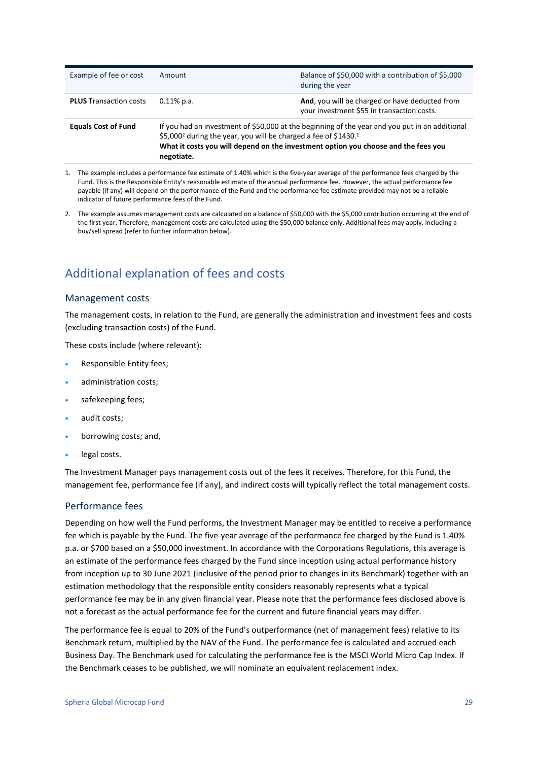| Example of fee or cost | Amount | Balance of $50,000 with a contribution of $5,000 during the year |
| --- | --- | --- |
| **PLUS** Transaction costs | 0.11% p.a. | **And**, you will be charged or have deducted from your investment $55 in transaction costs. |
| **Equals Cost of Fund** | If you had an investment of $50,000 at the beginning of the year and you put in an additional $5,000[2] during the year, you will be charged a fee of $1430.[1] **What it costs you will depend on the investment option you choose and the fees you negotiate.** | |

1. The example includes a performance fee estimate of 1.40% which is the five-year average of the performance fees charged by the Fund. This is the Responsible Entity's reasonable estimate of the annual performance fee. However, the actual performance fee payable (if any) will depend on the performance of the Fund and the performance fee estimate provided may not be a reliable indicator of future performance fees of the Fund.
2. The example assumes management costs are calculated on a balance of $50,000 with the $5,000 contribution occurring at the end of the first year. Therefore, management costs are calculated using the $50,000 balance only. Additional fees may apply, including a buy/sell spread (refer to further information below).

## Additional explanation of fees and costs

### Management costs

The management costs, in relation to the Fund, are generally the administration and investment fees and costs (excluding transaction costs) of the Fund.

These costs include (where relevant):

- Responsible Entity fees;
- administration costs;
- safekeeping fees;
- audit costs;
- borrowing costs; and,
- legal costs.

The Investment Manager pays management costs out of the fees it receives. Therefore, for this Fund, the management fee, performance fee (if any), and indirect costs will typically reflect the total management costs.

### Performance fees

Depending on how well the Fund performs, the Investment Manager may be entitled to receive a performance fee which is payable by the Fund. The five-year average of the performance fee charged by the Fund is 1.40% p.a. or $700 based on a $50,000 investment. In accordance with the Corporations Regulations, this average is an estimate of the performance fees charged by the Fund since inception using actual performance history from inception up to 30 June 2021 (inclusive of the period prior to changes in its Benchmark) together with an estimation methodology that the responsible entity considers reasonably represents what a typical performance fee may be in any given financial year. Please note that the performance fees disclosed above is not a forecast as the actual performance fee for the current and future financial years may differ.

The performance fee is equal to 20% of the Fund's outperformance (net of management fees) relative to its Benchmark return, multiplied by the NAV of the Fund. The performance fee is calculated and accrued each Business Day. The Benchmark used for calculating the performance fee is the MSCI World Micro Cap Index. If the Benchmark ceases to be published, we will nominate an equivalent replacement index.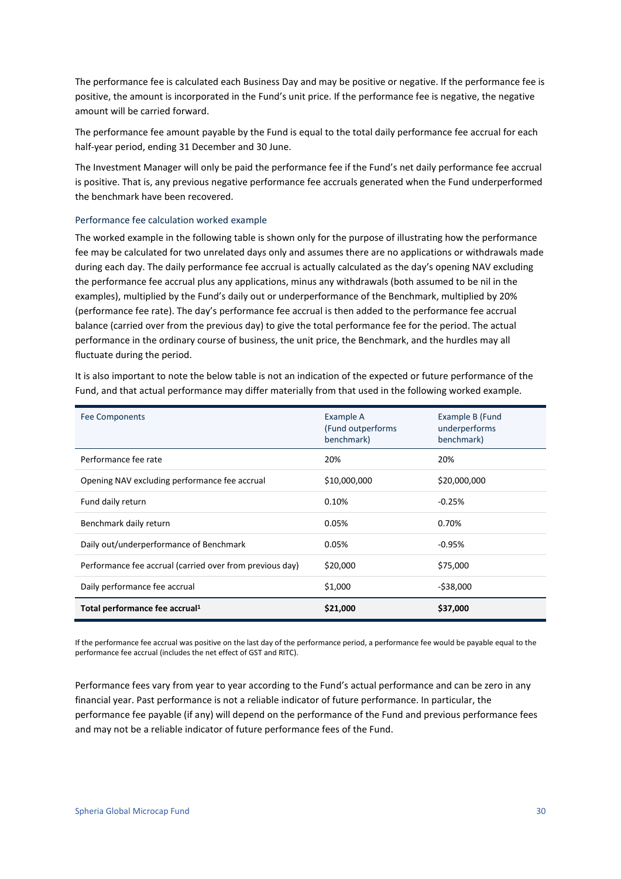The performance fee is calculated each Business Day and may be positive or negative. If the performance fee is positive, the amount is incorporated in the Fund's unit price. If the performance fee is negative, the negative amount will be carried forward.

The performance fee amount payable by the Fund is equal to the total daily performance fee accrual for each half-year period, ending 31 December and 30 June.

The Investment Manager will only be paid the performance fee if the Fund's net daily performance fee accrual is positive. That is, any previous negative performance fee accruals generated when the Fund underperformed the benchmark have been recovered.

### Performance fee calculation worked example

The worked example in the following table is shown only for the purpose of illustrating how the performance fee may be calculated for two unrelated days only and assumes there are no applications or withdrawals made during each day. The daily performance fee accrual is actually calculated as the day's opening NAV excluding the performance fee accrual plus any applications, minus any withdrawals (both assumed to be nil in the examples), multiplied by the Fund's daily out or underperformance of the Benchmark, multiplied by 20% (performance fee rate). The day's performance fee accrual is then added to the performance fee accrual balance (carried over from the previous day) to give the total performance fee for the period. The actual performance in the ordinary course of business, the unit price, the Benchmark, and the hurdles may all fluctuate during the period.

It is also important to note the below table is not an indication of the expected or future performance of the Fund, and that actual performance may differ materially from that used in the following worked example.

| Fee Components | Example A (Fund outperforms benchmark) | Example B (Fund underperforms benchmark) |
|---|---|---|
| Performance fee rate | 20% | 20% |
| Opening NAV excluding performance fee accrual | $10,000,000 | $20,000,000 |
| Fund daily return | 0.10% | -0.25% |
| Benchmark daily return | 0.05% | 0.70% |
| Daily out/underperformance of Benchmark | 0.05% | -0.95% |
| Performance fee accrual (carried over from previous day) | $20,000 | $75,000 |
| Daily performance fee accrual | $1,000 | -$38,000 |
| **Total performance fee accrual[1]** | **$21,000** | **$37,000** |

If the performance fee accrual was positive on the last day of the performance period, a performance fee would be payable equal to the performance fee accrual (includes the net effect of GST and RITC).

Performance fees vary from year to year according to the Fund's actual performance and can be zero in any financial year. Past performance is not a reliable indicator of future performance. In particular, the performance fee payable (if any) will depend on the performance of the Fund and previous performance fees and may not be a reliable indicator of future performance fees of the Fund.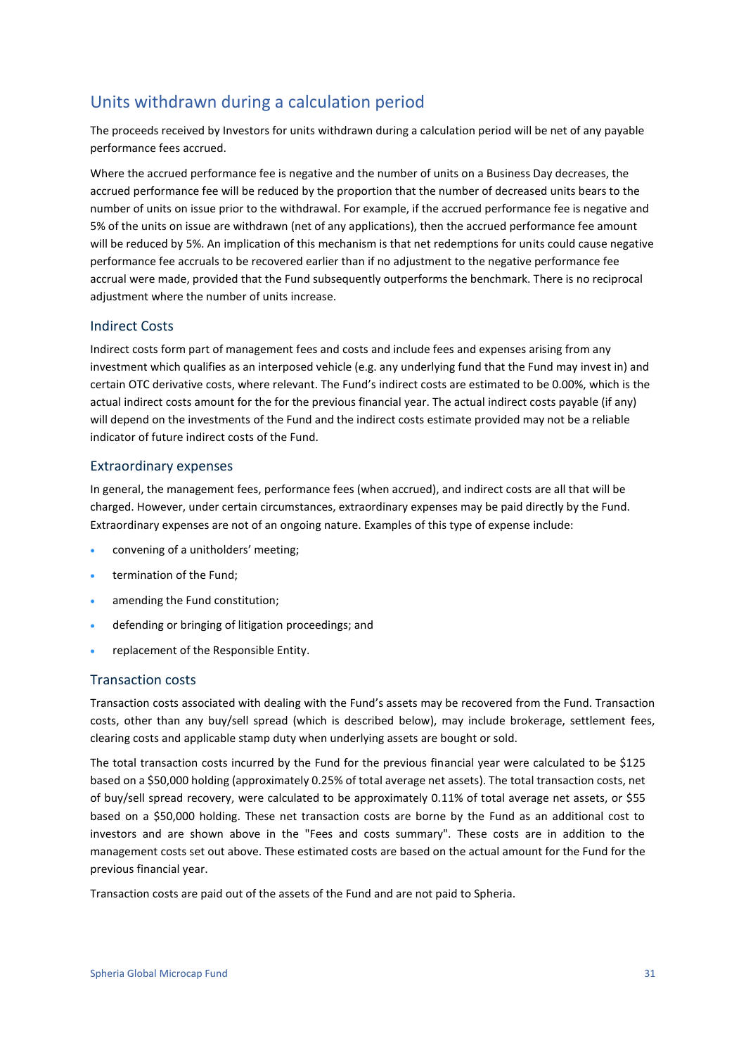## Units withdrawn during a calculation period

The proceeds received by Investors for units withdrawn during a calculation period will be net of any payable performance fees accrued.

Where the accrued performance fee is negative and the number of units on a Business Day decreases, the accrued performance fee will be reduced by the proportion that the number of decreased units bears to the number of units on issue prior to the withdrawal. For example, if the accrued performance fee is negative and 5% of the units on issue are withdrawn (net of any applications), then the accrued performance fee amount will be reduced by 5%. An implication of this mechanism is that net redemptions for units could cause negative performance fee accruals to be recovered earlier than if no adjustment to the negative performance fee accrual were made, provided that the Fund subsequently outperforms the benchmark. There is no reciprocal adjustment where the number of units increase.

### Indirect Costs

Indirect costs form part of management fees and costs and include fees and expenses arising from any investment which qualifies as an interposed vehicle (e.g. any underlying fund that the Fund may invest in) and certain OTC derivative costs, where relevant. The Fund's indirect costs are estimated to be 0.00%, which is the actual indirect costs amount for the for the previous financial year. The actual indirect costs payable (if any) will depend on the investments of the Fund and the indirect costs estimate provided may not be a reliable indicator of future indirect costs of the Fund.

### Extraordinary expenses

In general, the management fees, performance fees (when accrued), and indirect costs are all that will be charged. However, under certain circumstances, extraordinary expenses may be paid directly by the Fund. Extraordinary expenses are not of an ongoing nature. Examples of this type of expense include:

- convening of a unitholders' meeting;
- termination of the Fund;
- amending the Fund constitution;
- defending or bringing of litigation proceedings; and
- replacement of the Responsible Entity.

### Transaction costs

Transaction costs associated with dealing with the Fund's assets may be recovered from the Fund. Transaction costs, other than any buy/sell spread (which is described below), may include brokerage, settlement fees, clearing costs and applicable stamp duty when underlying assets are bought or sold.

The total transaction costs incurred by the Fund for the previous financial year were calculated to be $125 based on a $50,000 holding (approximately 0.25% of total average net assets). The total transaction costs, net of buy/sell spread recovery, were calculated to be approximately 0.11% of total average net assets, or $55 based on a $50,000 holding. These net transaction costs are borne by the Fund as an additional cost to investors and are shown above in the "Fees and costs summary". These costs are in addition to the management costs set out above. These estimated costs are based on the actual amount for the Fund for the previous financial year.

Transaction costs are paid out of the assets of the Fund and are not paid to Spheria.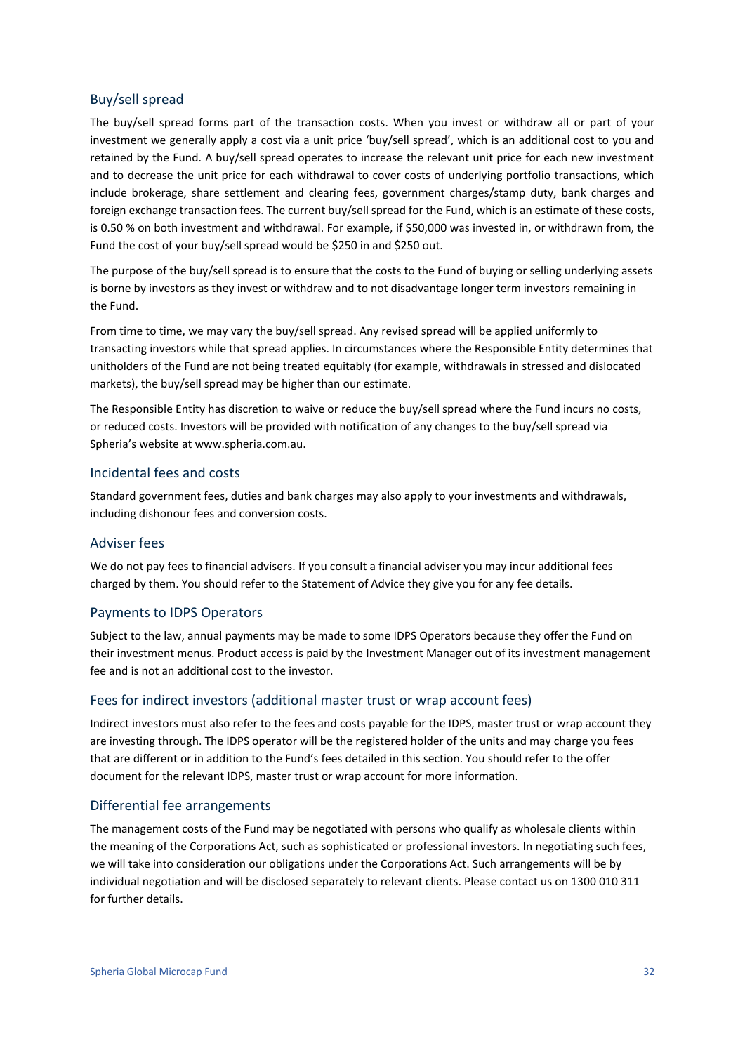## Buy/sell spread

The buy/sell spread forms part of the transaction costs. When you invest or withdraw all or part of your investment we generally apply a cost via a unit price 'buy/sell spread', which is an additional cost to you and retained by the Fund. A buy/sell spread operates to increase the relevant unit price for each new investment and to decrease the unit price for each withdrawal to cover costs of underlying portfolio transactions, which include brokerage, share settlement and clearing fees, government charges/stamp duty, bank charges and foreign exchange transaction fees. The current buy/sell spread for the Fund, which is an estimate of these costs, is 0.50 % on both investment and withdrawal. For example, if $50,000 was invested in, or withdrawn from, the Fund the cost of your buy/sell spread would be $250 in and $250 out.

The purpose of the buy/sell spread is to ensure that the costs to the Fund of buying or selling underlying assets is borne by investors as they invest or withdraw and to not disadvantage longer term investors remaining in the Fund.

From time to time, we may vary the buy/sell spread. Any revised spread will be applied uniformly to transacting investors while that spread applies. In circumstances where the Responsible Entity determines that unitholders of the Fund are not being treated equitably (for example, withdrawals in stressed and dislocated markets), the buy/sell spread may be higher than our estimate.

The Responsible Entity has discretion to waive or reduce the buy/sell spread where the Fund incurs no costs, or reduced costs. Investors will be provided with notification of any changes to the buy/sell spread via Spheria's website at www.spheria.com.au.

## Incidental fees and costs

Standard government fees, duties and bank charges may also apply to your investments and withdrawals, including dishonour fees and conversion costs.

## Adviser fees

We do not pay fees to financial advisers. If you consult a financial adviser you may incur additional fees charged by them. You should refer to the Statement of Advice they give you for any fee details.

## Payments to IDPS Operators

Subject to the law, annual payments may be made to some IDPS Operators because they offer the Fund on their investment menus. Product access is paid by the Investment Manager out of its investment management fee and is not an additional cost to the investor.

## Fees for indirect investors (additional master trust or wrap account fees)

Indirect investors must also refer to the fees and costs payable for the IDPS, master trust or wrap account they are investing through. The IDPS operator will be the registered holder of the units and may charge you fees that are different or in addition to the Fund's fees detailed in this section. You should refer to the offer document for the relevant IDPS, master trust or wrap account for more information.

## Differential fee arrangements

The management costs of the Fund may be negotiated with persons who qualify as wholesale clients within the meaning of the Corporations Act, such as sophisticated or professional investors. In negotiating such fees, we will take into consideration our obligations under the Corporations Act. Such arrangements will be by individual negotiation and will be disclosed separately to relevant clients. Please contact us on 1300 010 311 for further details.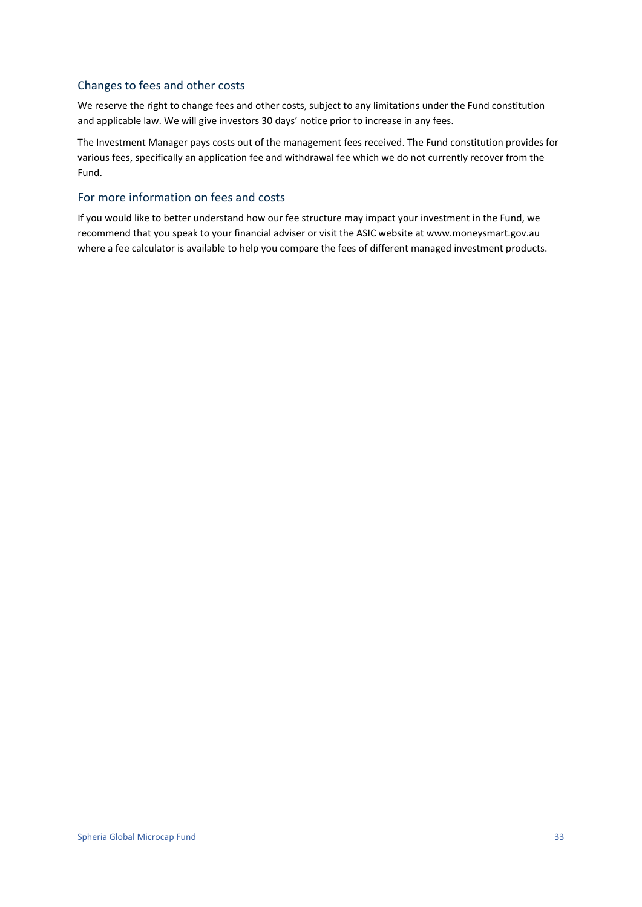## Changes to fees and other costs

We reserve the right to change fees and other costs, subject to any limitations under the Fund constitution and applicable law. We will give investors 30 days' notice prior to increase in any fees.

The Investment Manager pays costs out of the management fees received. The Fund constitution provides for various fees, specifically an application fee and withdrawal fee which we do not currently recover from the Fund.

## For more information on fees and costs

If you would like to better understand how our fee structure may impact your investment in the Fund, we recommend that you speak to your financial adviser or visit the ASIC website at www.moneysmart.gov.au where a fee calculator is available to help you compare the fees of different managed investment products.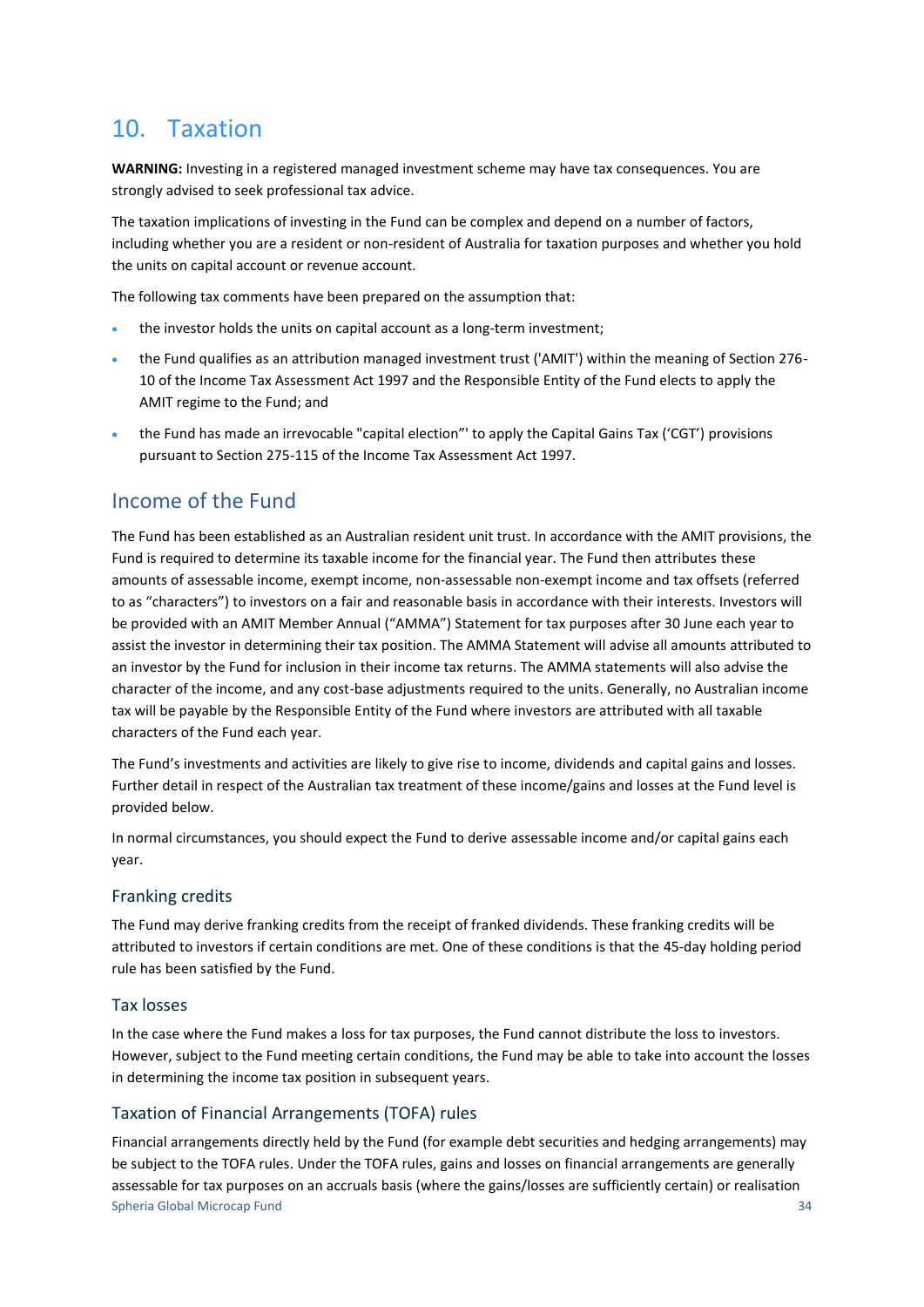# 10. Taxation

**WARNING:** Investing in a registered managed investment scheme may have tax consequences. You are strongly advised to seek professional tax advice.

The taxation implications of investing in the Fund can be complex and depend on a number of factors, including whether you are a resident or non-resident of Australia for taxation purposes and whether you hold the units on capital account or revenue account.

The following tax comments have been prepared on the assumption that:

- the investor holds the units on capital account as a long-term investment;
- the Fund qualifies as an attribution managed investment trust ('AMIT') within the meaning of Section 276-10 of the Income Tax Assessment Act 1997 and the Responsible Entity of the Fund elects to apply the AMIT regime to the Fund; and
- the Fund has made an irrevocable "capital election"' to apply the Capital Gains Tax ('CGT') provisions pursuant to Section 275-115 of the Income Tax Assessment Act 1997.

## Income of the Fund

The Fund has been established as an Australian resident unit trust. In accordance with the AMIT provisions, the Fund is required to determine its taxable income for the financial year. The Fund then attributes these amounts of assessable income, exempt income, non-assessable non-exempt income and tax offsets (referred to as "characters") to investors on a fair and reasonable basis in accordance with their interests. Investors will be provided with an AMIT Member Annual ("AMMA") Statement for tax purposes after 30 June each year to assist the investor in determining their tax position. The AMMA Statement will advise all amounts attributed to an investor by the Fund for inclusion in their income tax returns. The AMMA statements will also advise the character of the income, and any cost-base adjustments required to the units. Generally, no Australian income tax will be payable by the Responsible Entity of the Fund where investors are attributed with all taxable characters of the Fund each year.

The Fund's investments and activities are likely to give rise to income, dividends and capital gains and losses. Further detail in respect of the Australian tax treatment of these income/gains and losses at the Fund level is provided below.

In normal circumstances, you should expect the Fund to derive assessable income and/or capital gains each year.

### Franking credits

The Fund may derive franking credits from the receipt of franked dividends. These franking credits will be attributed to investors if certain conditions are met. One of these conditions is that the 45-day holding period rule has been satisfied by the Fund.

### Tax losses

In the case where the Fund makes a loss for tax purposes, the Fund cannot distribute the loss to investors. However, subject to the Fund meeting certain conditions, the Fund may be able to take into account the losses in determining the income tax position in subsequent years.

### Taxation of Financial Arrangements (TOFA) rules

Financial arrangements directly held by the Fund (for example debt securities and hedging arrangements) may be subject to the TOFA rules. Under the TOFA rules, gains and losses on financial arrangements are generally assessable for tax purposes on an accruals basis (where the gains/losses are sufficiently certain) or realisation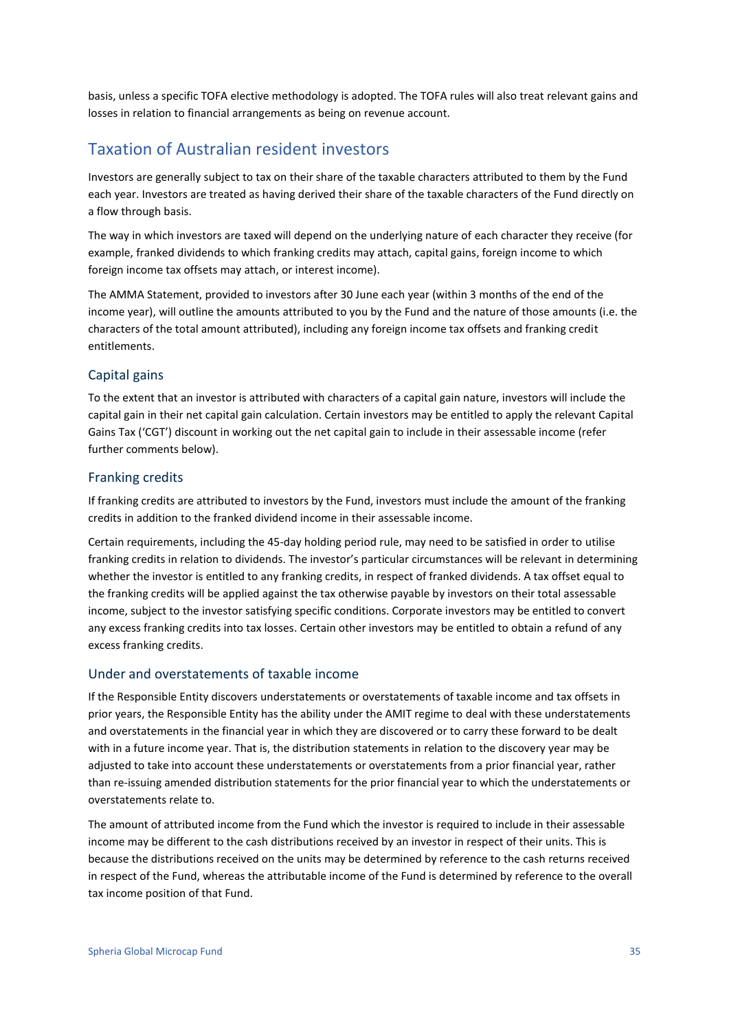basis, unless a specific TOFA elective methodology is adopted. The TOFA rules will also treat relevant gains and losses in relation to financial arrangements as being on revenue account.

## Taxation of Australian resident investors

Investors are generally subject to tax on their share of the taxable characters attributed to them by the Fund each year. Investors are treated as having derived their share of the taxable characters of the Fund directly on a flow through basis.

The way in which investors are taxed will depend on the underlying nature of each character they receive (for example, franked dividends to which franking credits may attach, capital gains, foreign income to which foreign income tax offsets may attach, or interest income).

The AMMA Statement, provided to investors after 30 June each year (within 3 months of the end of the income year), will outline the amounts attributed to you by the Fund and the nature of those amounts (i.e. the characters of the total amount attributed), including any foreign income tax offsets and franking credit entitlements.

### Capital gains

To the extent that an investor is attributed with characters of a capital gain nature, investors will include the capital gain in their net capital gain calculation. Certain investors may be entitled to apply the relevant Capital Gains Tax ('CGT') discount in working out the net capital gain to include in their assessable income (refer further comments below).

### Franking credits

If franking credits are attributed to investors by the Fund, investors must include the amount of the franking credits in addition to the franked dividend income in their assessable income.

Certain requirements, including the 45-day holding period rule, may need to be satisfied in order to utilise franking credits in relation to dividends. The investor's particular circumstances will be relevant in determining whether the investor is entitled to any franking credits, in respect of franked dividends. A tax offset equal to the franking credits will be applied against the tax otherwise payable by investors on their total assessable income, subject to the investor satisfying specific conditions. Corporate investors may be entitled to convert any excess franking credits into tax losses. Certain other investors may be entitled to obtain a refund of any excess franking credits.

### Under and overstatements of taxable income

If the Responsible Entity discovers understatements or overstatements of taxable income and tax offsets in prior years, the Responsible Entity has the ability under the AMIT regime to deal with these understatements and overstatements in the financial year in which they are discovered or to carry these forward to be dealt with in a future income year. That is, the distribution statements in relation to the discovery year may be adjusted to take into account these understatements or overstatements from a prior financial year, rather than re-issuing amended distribution statements for the prior financial year to which the understatements or overstatements relate to.

The amount of attributed income from the Fund which the investor is required to include in their assessable income may be different to the cash distributions received by an investor in respect of their units. This is because the distributions received on the units may be determined by reference to the cash returns received in respect of the Fund, whereas the attributable income of the Fund is determined by reference to the overall tax income position of that Fund.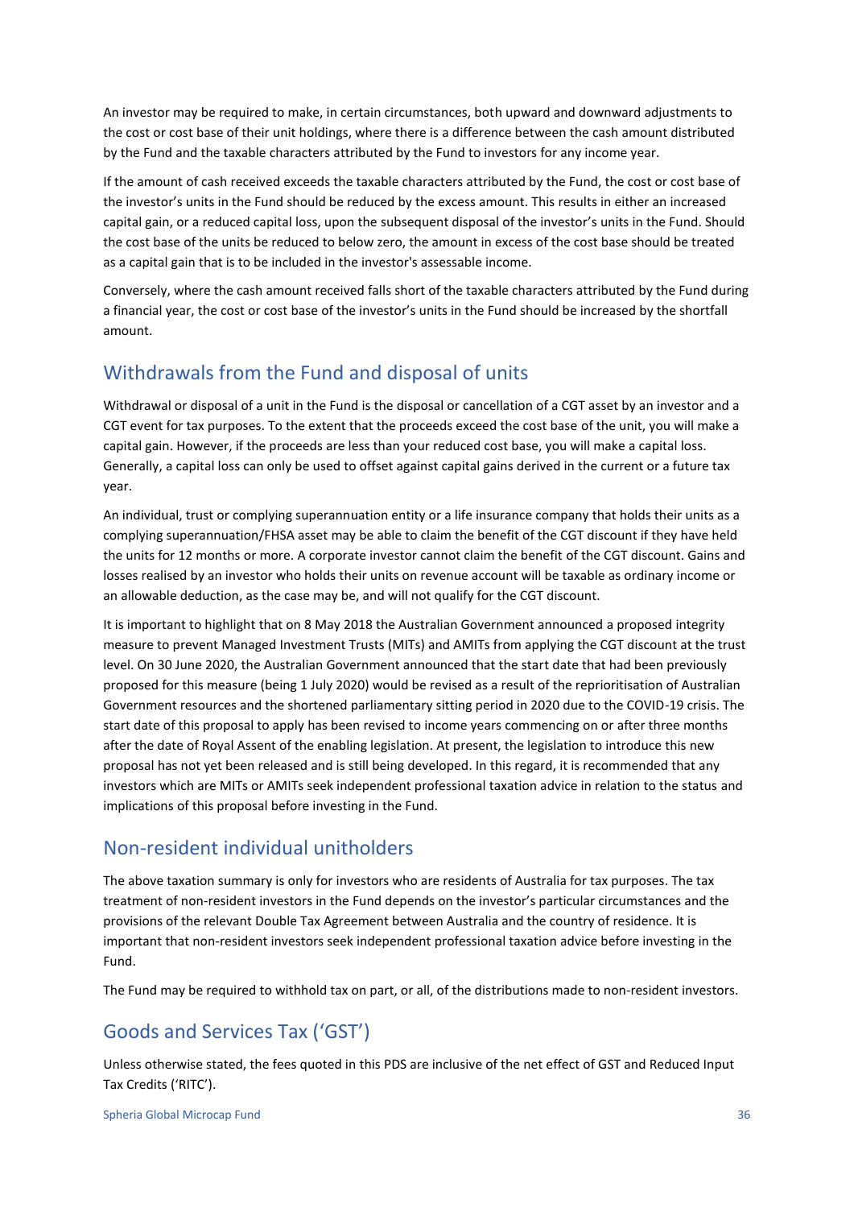An investor may be required to make, in certain circumstances, both upward and downward adjustments to the cost or cost base of their unit holdings, where there is a difference between the cash amount distributed by the Fund and the taxable characters attributed by the Fund to investors for any income year.

If the amount of cash received exceeds the taxable characters attributed by the Fund, the cost or cost base of the investor's units in the Fund should be reduced by the excess amount. This results in either an increased capital gain, or a reduced capital loss, upon the subsequent disposal of the investor's units in the Fund. Should the cost base of the units be reduced to below zero, the amount in excess of the cost base should be treated as a capital gain that is to be included in the investor's assessable income.

Conversely, where the cash amount received falls short of the taxable characters attributed by the Fund during a financial year, the cost or cost base of the investor's units in the Fund should be increased by the shortfall amount.

## Withdrawals from the Fund and disposal of units

Withdrawal or disposal of a unit in the Fund is the disposal or cancellation of a CGT asset by an investor and a CGT event for tax purposes. To the extent that the proceeds exceed the cost base of the unit, you will make a capital gain. However, if the proceeds are less than your reduced cost base, you will make a capital loss. Generally, a capital loss can only be used to offset against capital gains derived in the current or a future tax year.

An individual, trust or complying superannuation entity or a life insurance company that holds their units as a complying superannuation/FHSA asset may be able to claim the benefit of the CGT discount if they have held the units for 12 months or more. A corporate investor cannot claim the benefit of the CGT discount. Gains and losses realised by an investor who holds their units on revenue account will be taxable as ordinary income or an allowable deduction, as the case may be, and will not qualify for the CGT discount.

It is important to highlight that on 8 May 2018 the Australian Government announced a proposed integrity measure to prevent Managed Investment Trusts (MITs) and AMITs from applying the CGT discount at the trust level. On 30 June 2020, the Australian Government announced that the start date that had been previously proposed for this measure (being 1 July 2020) would be revised as a result of the reprioritisation of Australian Government resources and the shortened parliamentary sitting period in 2020 due to the COVID-19 crisis. The start date of this proposal to apply has been revised to income years commencing on or after three months after the date of Royal Assent of the enabling legislation. At present, the legislation to introduce this new proposal has not yet been released and is still being developed. In this regard, it is recommended that any investors which are MITs or AMITs seek independent professional taxation advice in relation to the status and implications of this proposal before investing in the Fund.

## Non-resident individual unitholders

The above taxation summary is only for investors who are residents of Australia for tax purposes. The tax treatment of non-resident investors in the Fund depends on the investor's particular circumstances and the provisions of the relevant Double Tax Agreement between Australia and the country of residence. It is important that non-resident investors seek independent professional taxation advice before investing in the Fund.

The Fund may be required to withhold tax on part, or all, of the distributions made to non-resident investors.

## Goods and Services Tax ('GST')

Unless otherwise stated, the fees quoted in this PDS are inclusive of the net effect of GST and Reduced Input Tax Credits ('RITC').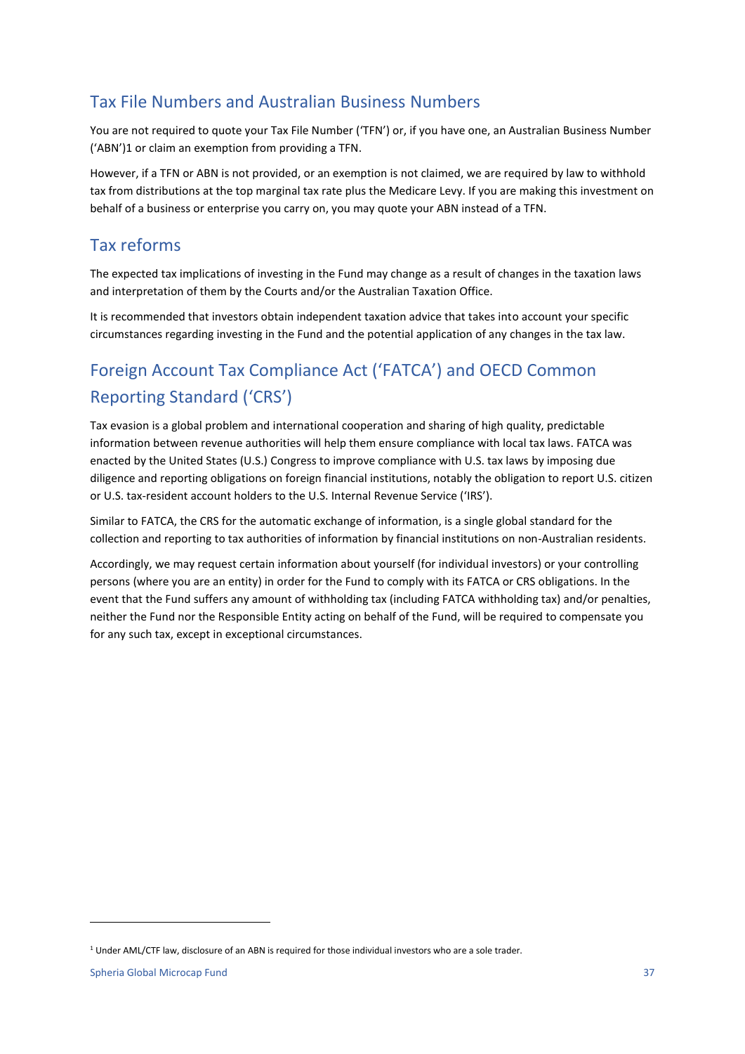## Tax File Numbers and Australian Business Numbers

You are not required to quote your Tax File Number ('TFN') or, if you have one, an Australian Business Number ('ABN')[1] or claim an exemption from providing a TFN.

However, if a TFN or ABN is not provided, or an exemption is not claimed, we are required by law to withhold tax from distributions at the top marginal tax rate plus the Medicare Levy. If you are making this investment on behalf of a business or enterprise you carry on, you may quote your ABN instead of a TFN.

## Tax reforms

The expected tax implications of investing in the Fund may change as a result of changes in the taxation laws and interpretation of them by the Courts and/or the Australian Taxation Office.

It is recommended that investors obtain independent taxation advice that takes into account your specific circumstances regarding investing in the Fund and the potential application of any changes in the tax law.

## Foreign Account Tax Compliance Act ('FATCA') and OECD Common Reporting Standard ('CRS')

Tax evasion is a global problem and international cooperation and sharing of high quality, predictable information between revenue authorities will help them ensure compliance with local tax laws. FATCA was enacted by the United States (U.S.) Congress to improve compliance with U.S. tax laws by imposing due diligence and reporting obligations on foreign financial institutions, notably the obligation to report U.S. citizen or U.S. tax-resident account holders to the U.S. Internal Revenue Service ('IRS').

Similar to FATCA, the CRS for the automatic exchange of information, is a single global standard for the collection and reporting to tax authorities of information by financial institutions on non-Australian residents.

Accordingly, we may request certain information about yourself (for individual investors) or your controlling persons (where you are an entity) in order for the Fund to comply with its FATCA or CRS obligations. In the event that the Fund suffers any amount of withholding tax (including FATCA withholding tax) and/or penalties, neither the Fund nor the Responsible Entity acting on behalf of the Fund, will be required to compensate you for any such tax, except in exceptional circumstances.

---

[1] Under AML/CTF law, disclosure of an ABN is required for those individual investors who are a sole trader.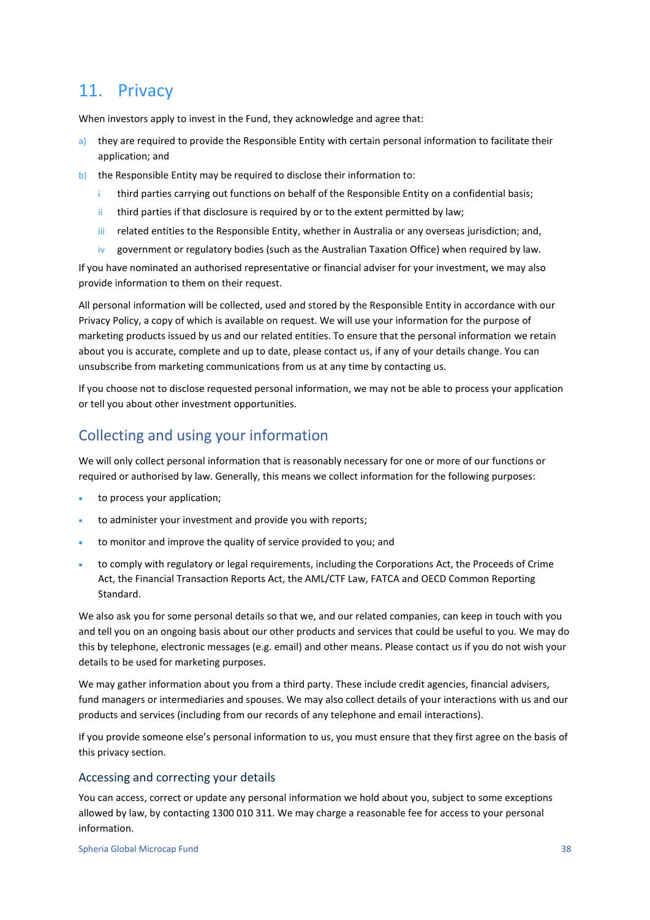# 11. Privacy

When investors apply to invest in the Fund, they acknowledge and agree that:

a) they are required to provide the Responsible Entity with certain personal information to facilitate their application; and

b) the Responsible Entity may be required to disclose their information to:

   i third parties carrying out functions on behalf of the Responsible Entity on a confidential basis;

   ii third parties if that disclosure is required by or to the extent permitted by law;

   iii related entities to the Responsible Entity, whether in Australia or any overseas jurisdiction; and,

   iv government or regulatory bodies (such as the Australian Taxation Office) when required by law.

If you have nominated an authorised representative or financial adviser for your investment, we may also provide information to them on their request.

All personal information will be collected, used and stored by the Responsible Entity in accordance with our Privacy Policy, a copy of which is available on request. We will use your information for the purpose of marketing products issued by us and our related entities. To ensure that the personal information we retain about you is accurate, complete and up to date, please contact us, if any of your details change. You can unsubscribe from marketing communications from us at any time by contacting us.

If you choose not to disclose requested personal information, we may not be able to process your application or tell you about other investment opportunities.

## Collecting and using your information

We will only collect personal information that is reasonably necessary for one or more of our functions or required or authorised by law. Generally, this means we collect information for the following purposes:

- to process your application;
- to administer your investment and provide you with reports;
- to monitor and improve the quality of service provided to you; and
- to comply with regulatory or legal requirements, including the Corporations Act, the Proceeds of Crime Act, the Financial Transaction Reports Act, the AML/CTF Law, FATCA and OECD Common Reporting Standard.

We also ask you for some personal details so that we, and our related companies, can keep in touch with you and tell you on an ongoing basis about our other products and services that could be useful to you. We may do this by telephone, electronic messages (e.g. email) and other means. Please contact us if you do not wish your details to be used for marketing purposes.

We may gather information about you from a third party. These include credit agencies, financial advisers, fund managers or intermediaries and spouses. We may also collect details of your interactions with us and our products and services (including from our records of any telephone and email interactions).

If you provide someone else's personal information to us, you must ensure that they first agree on the basis of this privacy section.

### Accessing and correcting your details

You can access, correct or update any personal information we hold about you, subject to some exceptions allowed by law, by contacting 1300 010 311. We may charge a reasonable fee for access to your personal information.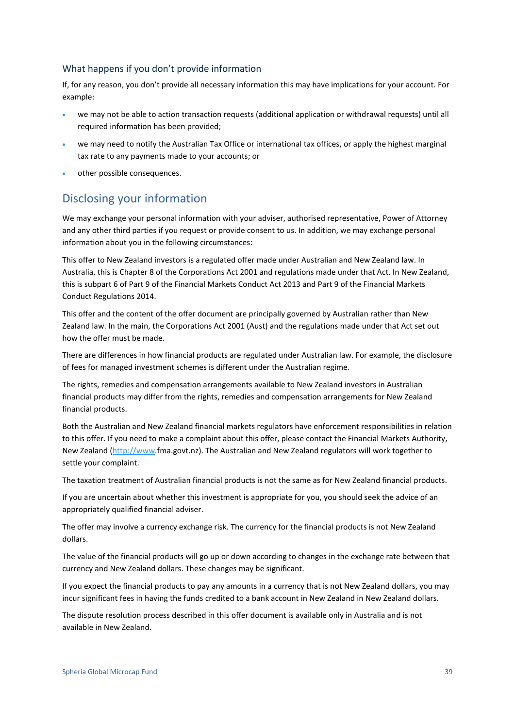### What happens if you don't provide information

If, for any reason, you don't provide all necessary information this may have implications for your account. For example:

- we may not be able to action transaction requests (additional application or withdrawal requests) until all required information has been provided;
- we may need to notify the Australian Tax Office or international tax offices, or apply the highest marginal tax rate to any payments made to your accounts; or
- other possible consequences.

## Disclosing your information

We may exchange your personal information with your adviser, authorised representative, Power of Attorney and any other third parties if you request or provide consent to us. In addition, we may exchange personal information about you in the following circumstances:

This offer to New Zealand investors is a regulated offer made under Australian and New Zealand law. In Australia, this is Chapter 8 of the Corporations Act 2001 and regulations made under that Act. In New Zealand, this is subpart 6 of Part 9 of the Financial Markets Conduct Act 2013 and Part 9 of the Financial Markets Conduct Regulations 2014.

This offer and the content of the offer document are principally governed by Australian rather than New Zealand law. In the main, the Corporations Act 2001 (Aust) and the regulations made under that Act set out how the offer must be made.

There are differences in how financial products are regulated under Australian law. For example, the disclosure of fees for managed investment schemes is different under the Australian regime.

The rights, remedies and compensation arrangements available to New Zealand investors in Australian financial products may differ from the rights, remedies and compensation arrangements for New Zealand financial products.

Both the Australian and New Zealand financial markets regulators have enforcement responsibilities in relation to this offer. If you need to make a complaint about this offer, please contact the Financial Markets Authority, New Zealand (http://www.fma.govt.nz). The Australian and New Zealand regulators will work together to settle your complaint.

The taxation treatment of Australian financial products is not the same as for New Zealand financial products.

If you are uncertain about whether this investment is appropriate for you, you should seek the advice of an appropriately qualified financial adviser.

The offer may involve a currency exchange risk. The currency for the financial products is not New Zealand dollars.

The value of the financial products will go up or down according to changes in the exchange rate between that currency and New Zealand dollars. These changes may be significant.

If you expect the financial products to pay any amounts in a currency that is not New Zealand dollars, you may incur significant fees in having the funds credited to a bank account in New Zealand in New Zealand dollars.

The dispute resolution process described in this offer document is available only in Australia and is not available in New Zealand.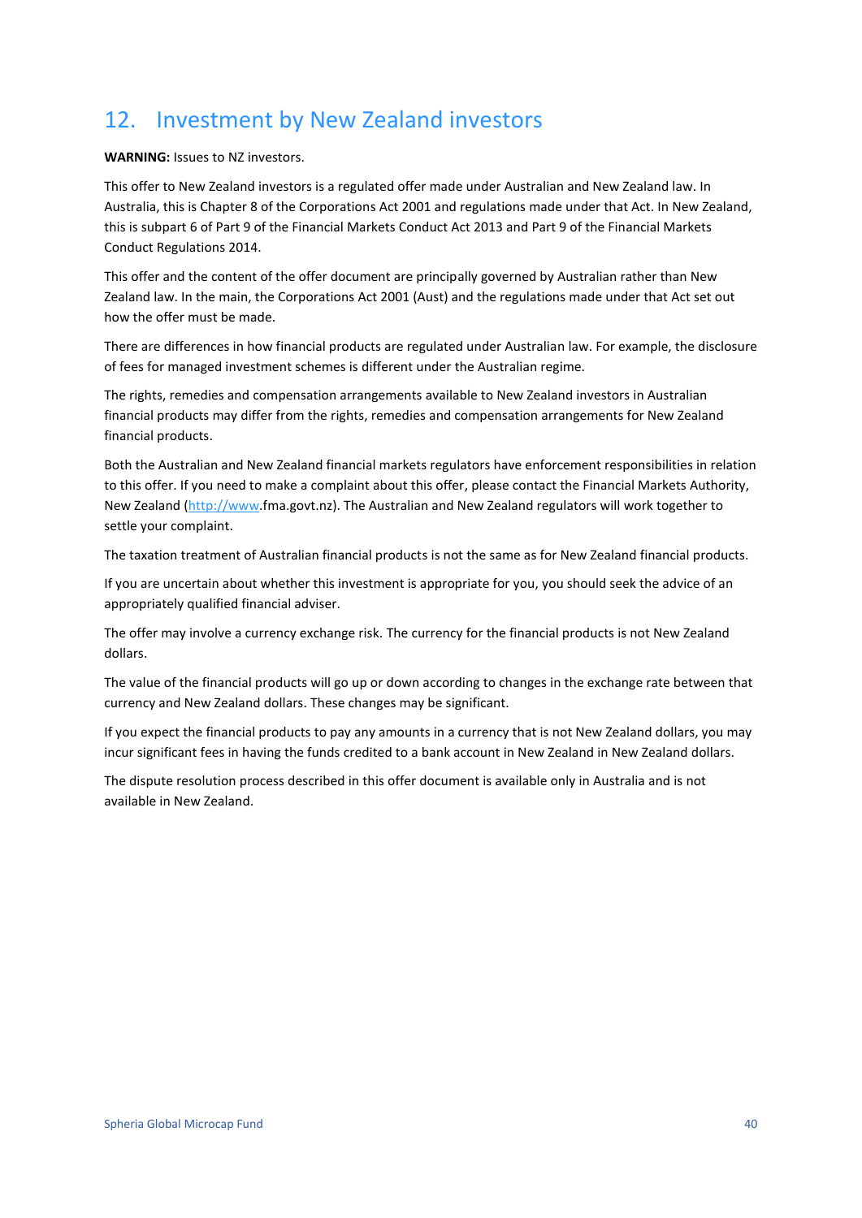# 12. Investment by New Zealand investors

**WARNING:** Issues to NZ investors.

This offer to New Zealand investors is a regulated offer made under Australian and New Zealand law. In Australia, this is Chapter 8 of the Corporations Act 2001 and regulations made under that Act. In New Zealand, this is subpart 6 of Part 9 of the Financial Markets Conduct Act 2013 and Part 9 of the Financial Markets Conduct Regulations 2014.

This offer and the content of the offer document are principally governed by Australian rather than New Zealand law. In the main, the Corporations Act 2001 (Aust) and the regulations made under that Act set out how the offer must be made.

There are differences in how financial products are regulated under Australian law. For example, the disclosure of fees for managed investment schemes is different under the Australian regime.

The rights, remedies and compensation arrangements available to New Zealand investors in Australian financial products may differ from the rights, remedies and compensation arrangements for New Zealand financial products.

Both the Australian and New Zealand financial markets regulators have enforcement responsibilities in relation to this offer. If you need to make a complaint about this offer, please contact the Financial Markets Authority, New Zealand (http://www.fma.govt.nz). The Australian and New Zealand regulators will work together to settle your complaint.

The taxation treatment of Australian financial products is not the same as for New Zealand financial products.

If you are uncertain about whether this investment is appropriate for you, you should seek the advice of an appropriately qualified financial adviser.

The offer may involve a currency exchange risk. The currency for the financial products is not New Zealand dollars.

The value of the financial products will go up or down according to changes in the exchange rate between that currency and New Zealand dollars. These changes may be significant.

If you expect the financial products to pay any amounts in a currency that is not New Zealand dollars, you may incur significant fees in having the funds credited to a bank account in New Zealand in New Zealand dollars.

The dispute resolution process described in this offer document is available only in Australia and is not available in New Zealand.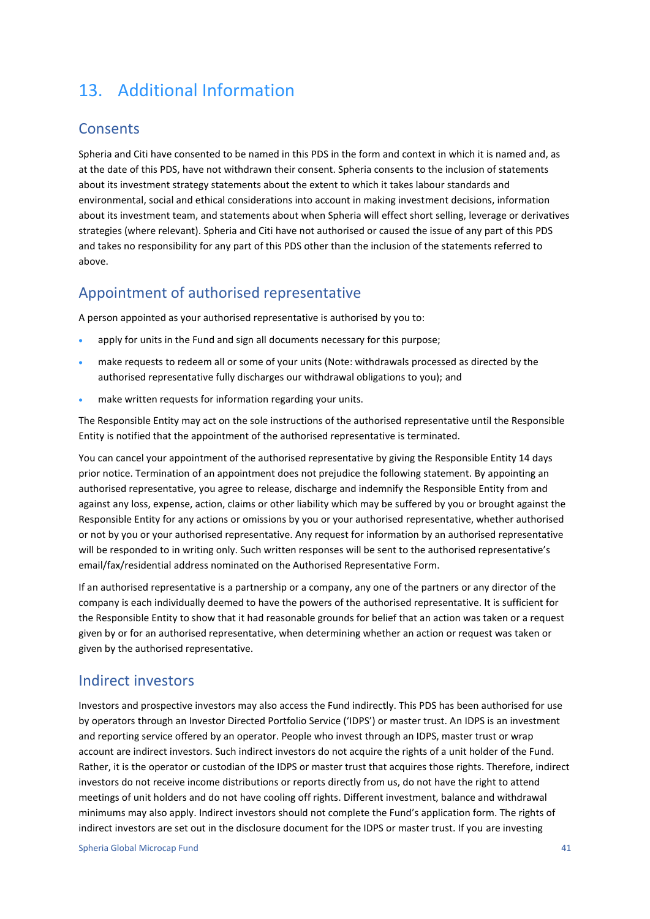# 13. Additional Information

## Consents

Spheria and Citi have consented to be named in this PDS in the form and context in which it is named and, as at the date of this PDS, have not withdrawn their consent. Spheria consents to the inclusion of statements about its investment strategy statements about the extent to which it takes labour standards and environmental, social and ethical considerations into account in making investment decisions, information about its investment team, and statements about when Spheria will effect short selling, leverage or derivatives strategies (where relevant). Spheria and Citi have not authorised or caused the issue of any part of this PDS and takes no responsibility for any part of this PDS other than the inclusion of the statements referred to above.

## Appointment of authorised representative

A person appointed as your authorised representative is authorised by you to:

- apply for units in the Fund and sign all documents necessary for this purpose;
- make requests to redeem all or some of your units (Note: withdrawals processed as directed by the authorised representative fully discharges our withdrawal obligations to you); and
- make written requests for information regarding your units.

The Responsible Entity may act on the sole instructions of the authorised representative until the Responsible Entity is notified that the appointment of the authorised representative is terminated.

You can cancel your appointment of the authorised representative by giving the Responsible Entity 14 days prior notice. Termination of an appointment does not prejudice the following statement. By appointing an authorised representative, you agree to release, discharge and indemnify the Responsible Entity from and against any loss, expense, action, claims or other liability which may be suffered by you or brought against the Responsible Entity for any actions or omissions by you or your authorised representative, whether authorised or not by you or your authorised representative. Any request for information by an authorised representative will be responded to in writing only. Such written responses will be sent to the authorised representative's email/fax/residential address nominated on the Authorised Representative Form.

If an authorised representative is a partnership or a company, any one of the partners or any director of the company is each individually deemed to have the powers of the authorised representative. It is sufficient for the Responsible Entity to show that it had reasonable grounds for belief that an action was taken or a request given by or for an authorised representative, when determining whether an action or request was taken or given by the authorised representative.

## Indirect investors

Investors and prospective investors may also access the Fund indirectly. This PDS has been authorised for use by operators through an Investor Directed Portfolio Service ('IDPS') or master trust. An IDPS is an investment and reporting service offered by an operator. People who invest through an IDPS, master trust or wrap account are indirect investors. Such indirect investors do not acquire the rights of a unit holder of the Fund. Rather, it is the operator or custodian of the IDPS or master trust that acquires those rights. Therefore, indirect investors do not receive income distributions or reports directly from us, do not have the right to attend meetings of unit holders and do not have cooling off rights. Different investment, balance and withdrawal minimums may also apply. Indirect investors should not complete the Fund's application form. The rights of indirect investors are set out in the disclosure document for the IDPS or master trust. If you are investing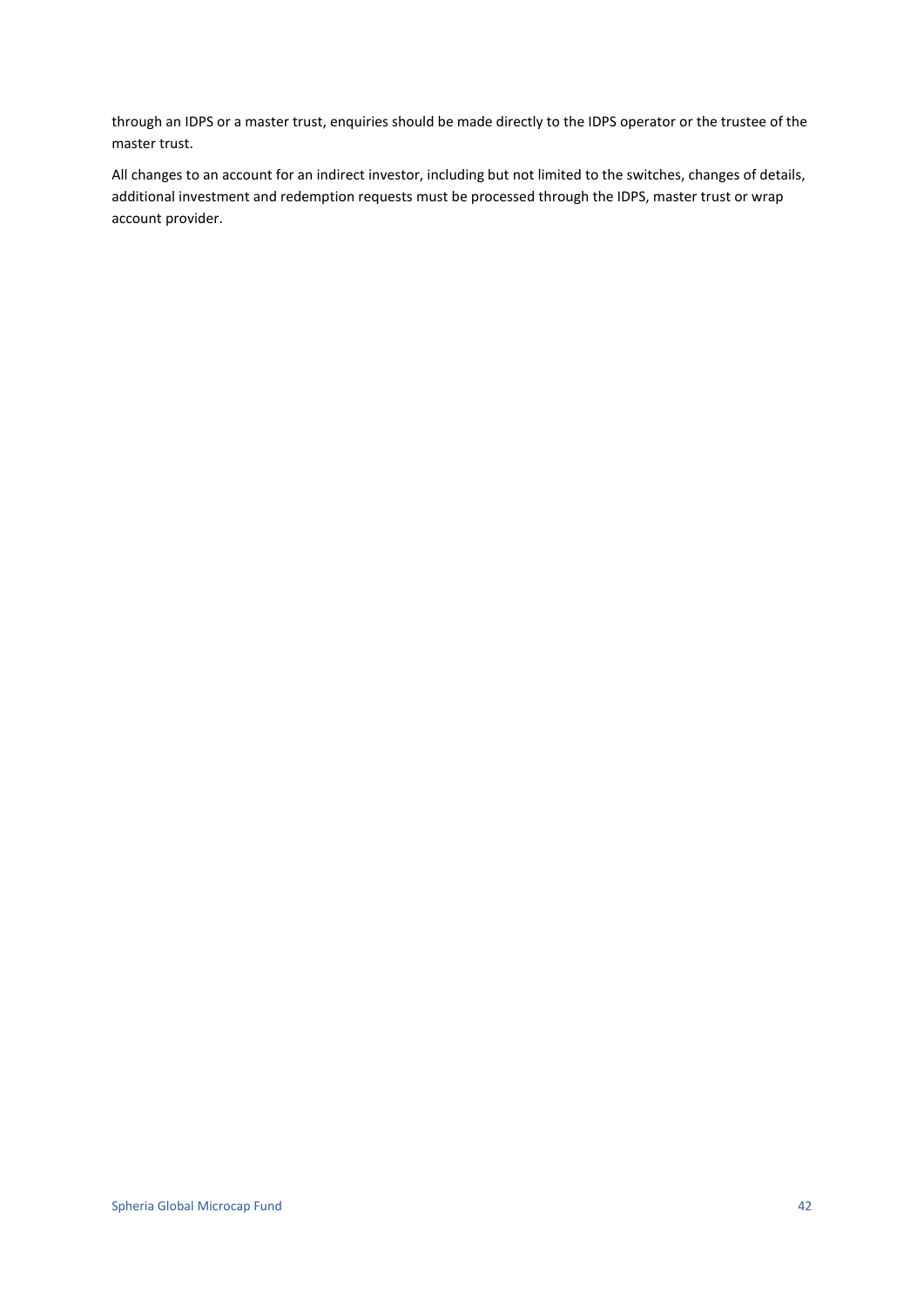through an IDPS or a master trust, enquiries should be made directly to the IDPS operator or the trustee of the master trust.

All changes to an account for an indirect investor, including but not limited to the switches, changes of details, additional investment and redemption requests must be processed through the IDPS, master trust or wrap account provider.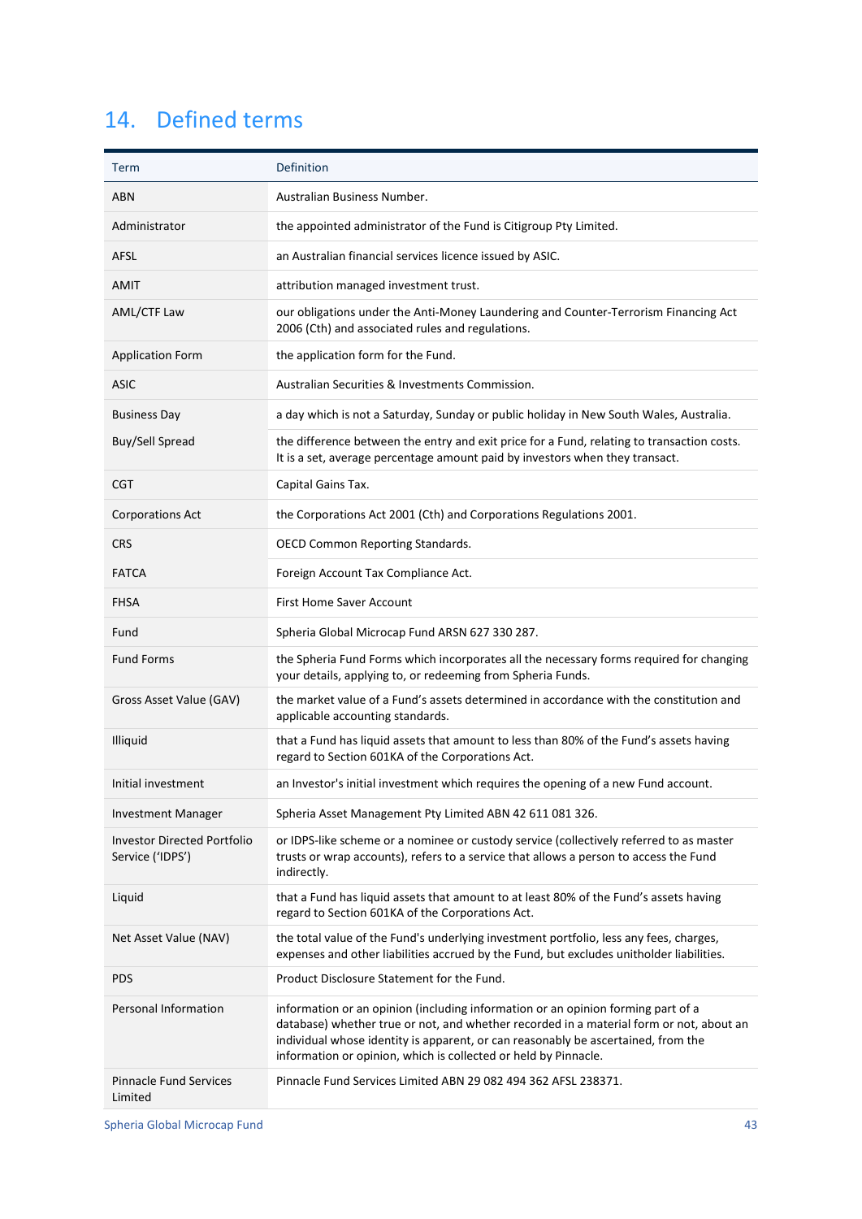# 14. Defined terms

| Term | Definition |
|---|---|
| ABN | Australian Business Number. |
| Administrator | the appointed administrator of the Fund is Citigroup Pty Limited. |
| AFSL | an Australian financial services licence issued by ASIC. |
| AMIT | attribution managed investment trust. |
| AML/CTF Law | our obligations under the Anti-Money Laundering and Counter-Terrorism Financing Act 2006 (Cth) and associated rules and regulations. |
| Application Form | the application form for the Fund. |
| ASIC | Australian Securities & Investments Commission. |
| Business Day | a day which is not a Saturday, Sunday or public holiday in New South Wales, Australia. |
| Buy/Sell Spread | the difference between the entry and exit price for a Fund, relating to transaction costs. It is a set, average percentage amount paid by investors when they transact. |
| CGT | Capital Gains Tax. |
| Corporations Act | the Corporations Act 2001 (Cth) and Corporations Regulations 2001. |
| CRS | OECD Common Reporting Standards. |
| FATCA | Foreign Account Tax Compliance Act. |
| FHSA | First Home Saver Account |
| Fund | Spheria Global Microcap Fund ARSN 627 330 287. |
| Fund Forms | the Spheria Fund Forms which incorporates all the necessary forms required for changing your details, applying to, or redeeming from Spheria Funds. |
| Gross Asset Value (GAV) | the market value of a Fund's assets determined in accordance with the constitution and applicable accounting standards. |
| Illiquid | that a Fund has liquid assets that amount to less than 80% of the Fund's assets having regard to Section 601KA of the Corporations Act. |
| Initial investment | an Investor's initial investment which requires the opening of a new Fund account. |
| Investment Manager | Spheria Asset Management Pty Limited ABN 42 611 081 326. |
| Investor Directed Portfolio Service ('IDPS') | or IDPS-like scheme or a nominee or custody service (collectively referred to as master trusts or wrap accounts), refers to a service that allows a person to access the Fund indirectly. |
| Liquid | that a Fund has liquid assets that amount to at least 80% of the Fund's assets having regard to Section 601KA of the Corporations Act. |
| Net Asset Value (NAV) | the total value of the Fund's underlying investment portfolio, less any fees, charges, expenses and other liabilities accrued by the Fund, but excludes unitholder liabilities. |
| PDS | Product Disclosure Statement for the Fund. |
| Personal Information | information or an opinion (including information or an opinion forming part of a database) whether true or not, and whether recorded in a material form or not, about an individual whose identity is apparent, or can reasonably be ascertained, from the information or opinion, which is collected or held by Pinnacle. |
| Pinnacle Fund Services Limited | Pinnacle Fund Services Limited ABN 29 082 494 362 AFSL 238371. |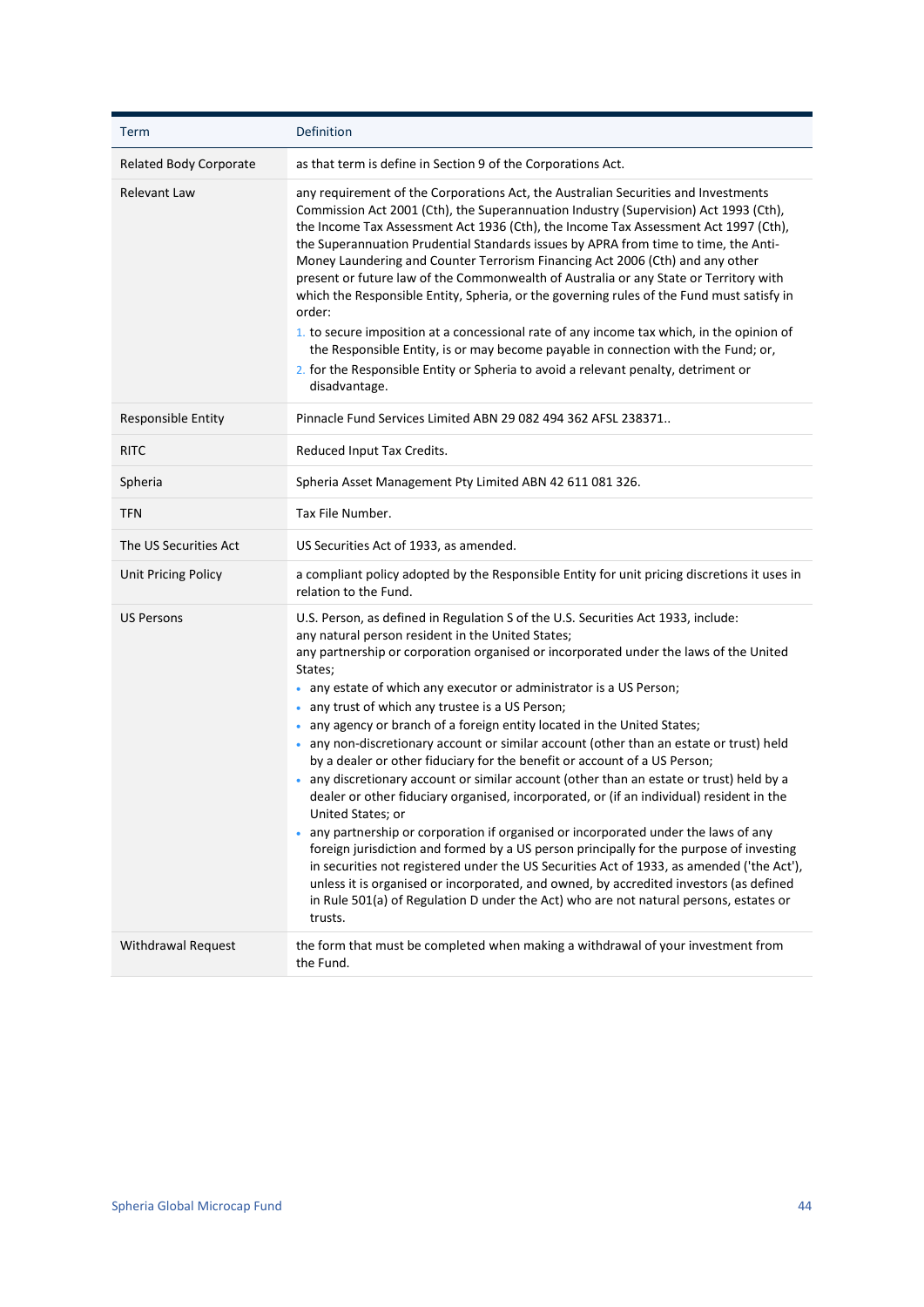| Term | Definition |
|---|---|
| Related Body Corporate | as that term is define in Section 9 of the Corporations Act. |
| Relevant Law | any requirement of the Corporations Act, the Australian Securities and Investments Commission Act 2001 (Cth), the Superannuation Industry (Supervision) Act 1993 (Cth), the Income Tax Assessment Act 1936 (Cth), the Income Tax Assessment Act 1997 (Cth), the Superannuation Prudential Standards issues by APRA from time to time, the Anti-Money Laundering and Counter Terrorism Financing Act 2006 (Cth) and any other present or future law of the Commonwealth of Australia or any State or Territory with which the Responsible Entity, Spheria, or the governing rules of the Fund must satisfy in order:<br>1. to secure imposition at a concessional rate of any income tax which, in the opinion of the Responsible Entity, is or may become payable in connection with the Fund; or,<br>2. for the Responsible Entity or Spheria to avoid a relevant penalty, detriment or disadvantage. |
| Responsible Entity | Pinnacle Fund Services Limited ABN 29 082 494 362 AFSL 238371.. |
| RITC | Reduced Input Tax Credits. |
| Spheria | Spheria Asset Management Pty Limited ABN 42 611 081 326. |
| TFN | Tax File Number. |
| The US Securities Act | US Securities Act of 1933, as amended. |
| Unit Pricing Policy | a compliant policy adopted by the Responsible Entity for unit pricing discretions it uses in relation to the Fund. |
| US Persons | U.S. Person, as defined in Regulation S of the U.S. Securities Act 1933, include:<br>any natural person resident in the United States;<br>any partnership or corporation organised or incorporated under the laws of the United States;<br>• any estate of which any executor or administrator is a US Person;<br>• any trust of which any trustee is a US Person;<br>• any agency or branch of a foreign entity located in the United States;<br>• any non-discretionary account or similar account (other than an estate or trust) held by a dealer or other fiduciary for the benefit or account of a US Person;<br>• any discretionary account or similar account (other than an estate or trust) held by a dealer or other fiduciary organised, incorporated, or (if an individual) resident in the United States; or<br>• any partnership or corporation if organised or incorporated under the laws of any foreign jurisdiction and formed by a US person principally for the purpose of investing in securities not registered under the US Securities Act of 1933, as amended ('the Act'), unless it is organised or incorporated, and owned, by accredited investors (as defined in Rule 501(a) of Regulation D under the Act) who are not natural persons, estates or trusts. |
| Withdrawal Request | the form that must be completed when making a withdrawal of your investment from the Fund. |